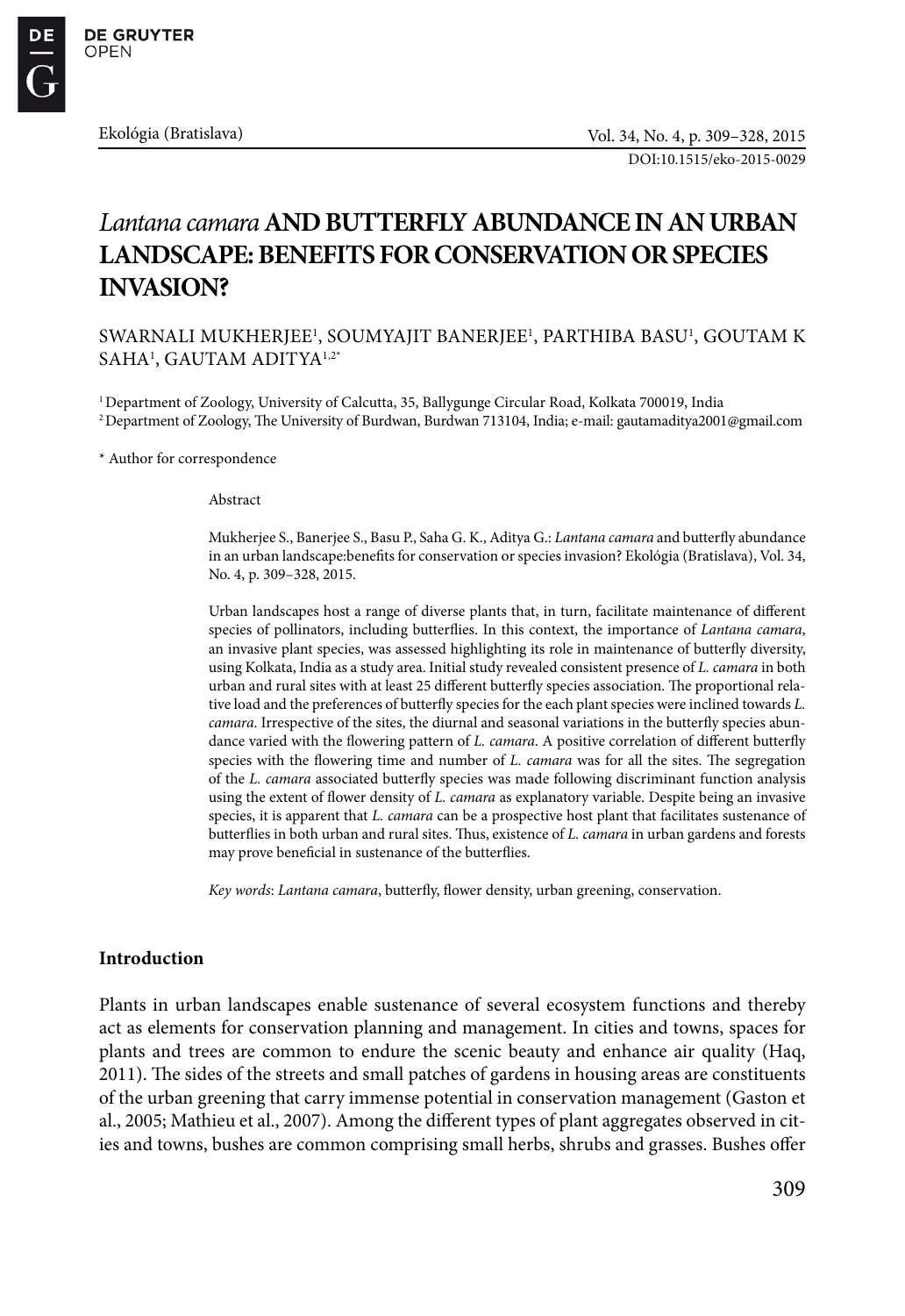# *Lantana camara* AND BUTTERFLY ABUNDANCE IN AN URBAN LANDSCAPE: BENEFITS FOR CONSERVATION OR SPECIES INVASION?

SWARNALI MUKHERJEE[1], SOUMYAJIT BANERJEE[1], PARTHIBA BASU[1], GOUTAM K SAHA[1], GAUTAM ADITYA[1,2*]

[1] Department of Zoology, University of Calcutta, 35, Ballygunge Circular Road, Kolkata 700019, India
[2] Department of Zoology, The University of Burdwan, Burdwan 713104, India; e-mail: gautamaditya2001@gmail.com

\* Author for correspondence

Abstract

Mukherjee S., Banerjee S., Basu P., Saha G. K., Aditya G.: *Lantana camara* and butterfly abundance in an urban landscape:benefits for conservation or species invasion? Ekológia (Bratislava), Vol. 34, No. 4, p. 309–328, 2015.

Urban landscapes host a range of diverse plants that, in turn, facilitate maintenance of different species of pollinators, including butterflies. In this context, the importance of *Lantana camara*, an invasive plant species, was assessed highlighting its role in maintenance of butterfly diversity, using Kolkata, India as a study area. Initial study revealed consistent presence of *L. camara* in both urban and rural sites with at least 25 different butterfly species association. The proportional relative load and the preferences of butterfly species for the each plant species were inclined towards *L. camara*. Irrespective of the sites, the diurnal and seasonal variations in the butterfly species abundance varied with the flowering pattern of *L. camara*. A positive correlation of different butterfly species with the flowering time and number of *L. camara* was for all the sites. The segregation of the *L. camara* associated butterfly species was made following discriminant function analysis using the extent of flower density of *L. camara* as explanatory variable. Despite being an invasive species, it is apparent that *L. camara* can be a prospective host plant that facilitates sustenance of butterflies in both urban and rural sites. Thus, existence of *L. camara* in urban gardens and forests may prove beneficial in sustenance of the butterflies.

*Key words*: *Lantana camara*, butterfly, flower density, urban greening, conservation.

## Introduction

Plants in urban landscapes enable sustenance of several ecosystem functions and thereby act as elements for conservation planning and management. In cities and towns, spaces for plants and trees are common to endure the scenic beauty and enhance air quality (Haq, 2011). The sides of the streets and small patches of gardens in housing areas are constituents of the urban greening that carry immense potential in conservation management (Gaston et al., 2005; Mathieu et al., 2007). Among the different types of plant aggregates observed in cities and towns, bushes are common comprising small herbs, shrubs and grasses. Bushes offer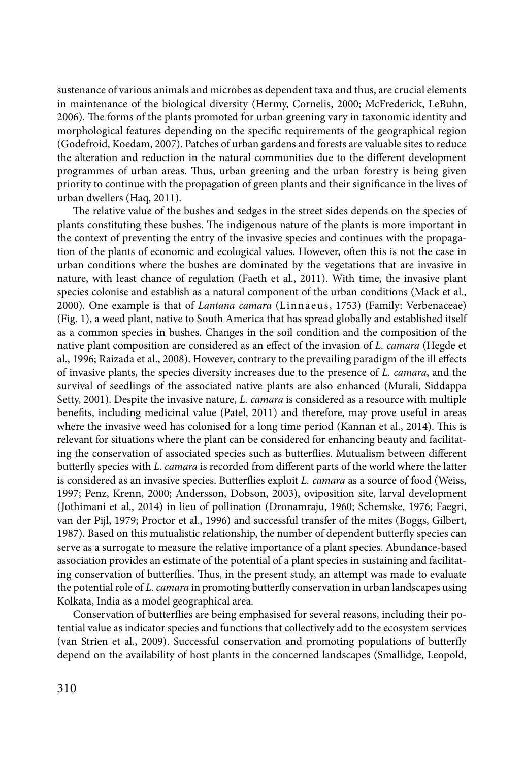sustenance of various animals and microbes as dependent taxa and thus, are crucial elements in maintenance of the biological diversity (Hermy, Cornelis, 2000; McFrederick, LeBuhn, 2006). The forms of the plants promoted for urban greening vary in taxonomic identity and morphological features depending on the specific requirements of the geographical region (Godefroid, Koedam, 2007). Patches of urban gardens and forests are valuable sites to reduce the alteration and reduction in the natural communities due to the different development programmes of urban areas. Thus, urban greening and the urban forestry is being given priority to continue with the propagation of green plants and their significance in the lives of urban dwellers (Haq, 2011).

The relative value of the bushes and sedges in the street sides depends on the species of plants constituting these bushes. The indigenous nature of the plants is more important in the context of preventing the entry of the invasive species and continues with the propagation of the plants of economic and ecological values. However, often this is not the case in urban conditions where the bushes are dominated by the vegetations that are invasive in nature, with least chance of regulation (Faeth et al., 2011). With time, the invasive plant species colonise and establish as a natural component of the urban conditions (Mack et al., 2000). One example is that of *Lantana camara* (Linnaeus, 1753) (Family: Verbenaceae) (Fig. 1), a weed plant, native to South America that has spread globally and established itself as a common species in bushes. Changes in the soil condition and the composition of the native plant composition are considered as an effect of the invasion of *L. camara* (Hegde et al., 1996; Raizada et al., 2008). However, contrary to the prevailing paradigm of the ill effects of invasive plants, the species diversity increases due to the presence of *L. camara*, and the survival of seedlings of the associated native plants are also enhanced (Murali, Siddappa Setty, 2001). Despite the invasive nature, *L. camara* is considered as a resource with multiple benefits, including medicinal value (Patel, 2011) and therefore, may prove useful in areas where the invasive weed has colonised for a long time period (Kannan et al., 2014). This is relevant for situations where the plant can be considered for enhancing beauty and facilitating the conservation of associated species such as butterflies. Mutualism between different butterfly species with *L. camara* is recorded from different parts of the world where the latter is considered as an invasive species. Butterflies exploit *L. camara* as a source of food (Weiss, 1997; Penz, Krenn, 2000; Andersson, Dobson, 2003), oviposition site, larval development (Jothimani et al., 2014) in lieu of pollination (Dronamraju, 1960; Schemske, 1976; Faegri, van der Pijl, 1979; Proctor et al., 1996) and successful transfer of the mites (Boggs, Gilbert, 1987). Based on this mutualistic relationship, the number of dependent butterfly species can serve as a surrogate to measure the relative importance of a plant species. Abundance-based association provides an estimate of the potential of a plant species in sustaining and facilitating conservation of butterflies. Thus, in the present study, an attempt was made to evaluate the potential role of *L. camara* in promoting butterfly conservation in urban landscapes using Kolkata, India as a model geographical area.

Conservation of butterflies are being emphasised for several reasons, including their potential value as indicator species and functions that collectively add to the ecosystem services (van Strien et al., 2009). Successful conservation and promoting populations of butterfly depend on the availability of host plants in the concerned landscapes (Smallidge, Leopold,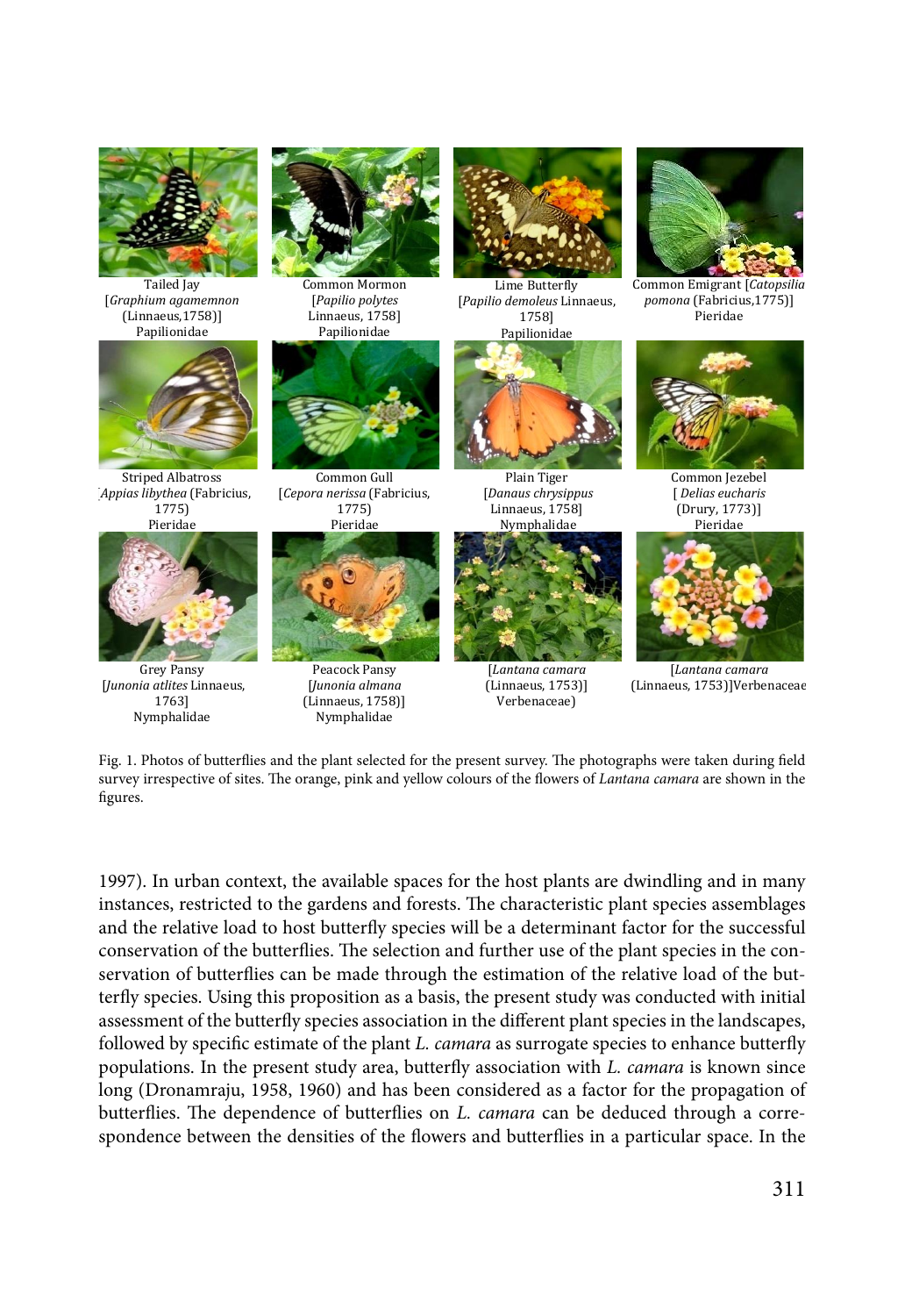Tailed Jay [*Graphium agamemnon* (Linnaeus,1758)] Papilionidae

Common Mormon [*Papilio polytes* Linnaeus, 1758] Papilionidae

Lime Butterfly [*Papilio demoleus* Linnaeus, 1758] Papilionidae

Common Emigrant [*Catopsilia pomona* (Fabricius,1775)] Pieridae

Striped Albatross [*Appias libythea* (Fabricius, 1775) Pieridae

Common Gull [*Cepora nerissa* (Fabricius, 1775) Pieridae

Plain Tiger [*Danaus chrysippus* Linnaeus, 1758] Nymphalidae

Common Jezebel [ *Delias eucharis* (Drury, 1773)] Pieridae

Grey Pansy [*Junonia atlites* Linnaeus, 1763] Nymphalidae

Peacock Pansy [*Junonia almana* (Linnaeus, 1758)] Nymphalidae

[*Lantana camara* (Linnaeus, 1753)] Verbenaceae)

[*Lantana camara* (Linnaeus, 1753)]Verbenaceae

Fig. 1. Photos of butterflies and the plant selected for the present survey. The photographs were taken during field survey irrespective of sites. The orange, pink and yellow colours of the flowers of *Lantana camara* are shown in the figures.

1997). In urban context, the available spaces for the host plants are dwindling and in many instances, restricted to the gardens and forests. The characteristic plant species assemblages and the relative load to host butterfly species will be a determinant factor for the successful conservation of the butterflies. The selection and further use of the plant species in the conservation of butterflies can be made through the estimation of the relative load of the butterfly species. Using this proposition as a basis, the present study was conducted with initial assessment of the butterfly species association in the different plant species in the landscapes, followed by specific estimate of the plant *L. camara* as surrogate species to enhance butterfly populations. In the present study area, butterfly association with *L. camara* is known since long (Dronamraju, 1958, 1960) and has been considered as a factor for the propagation of butterflies. The dependence of butterflies on *L. camara* can be deduced through a correspondence between the densities of the flowers and butterflies in a particular space. In the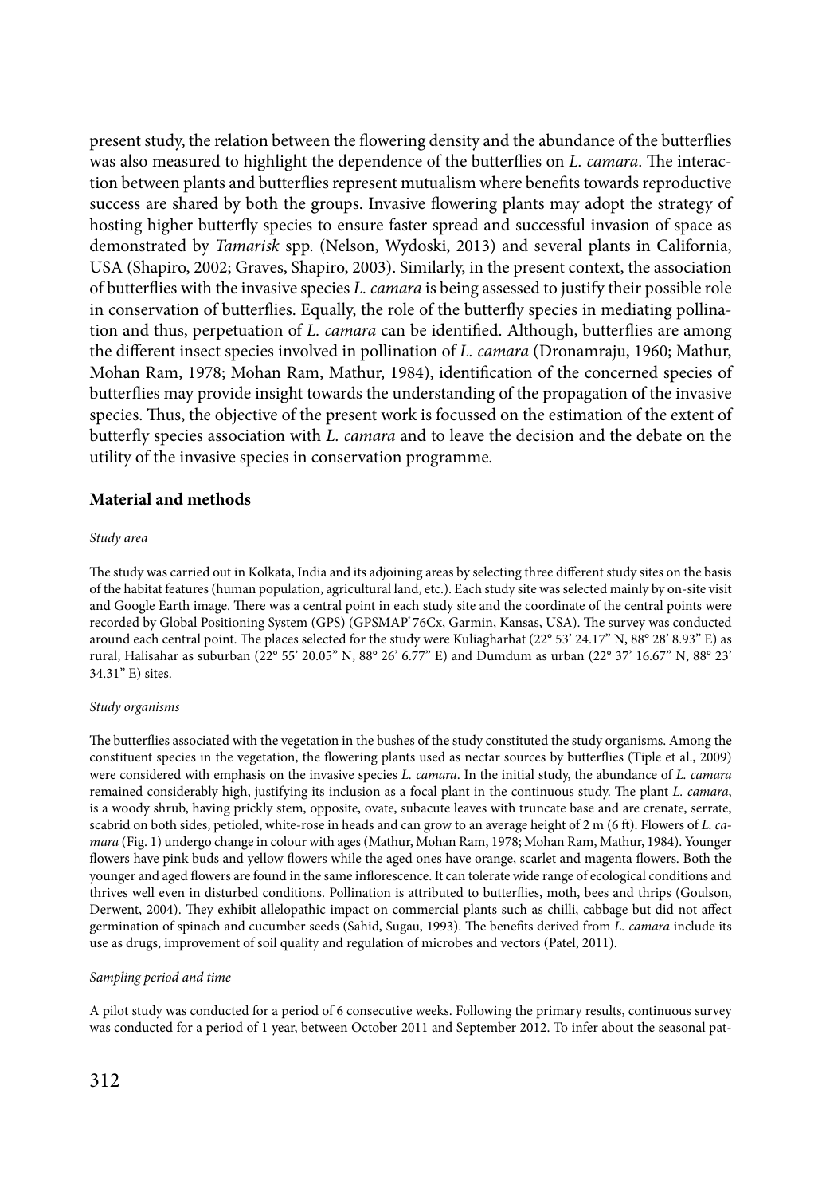present study, the relation between the flowering density and the abundance of the butterflies was also measured to highlight the dependence of the butterflies on *L. camara*. The interaction between plants and butterflies represent mutualism where benefits towards reproductive success are shared by both the groups. Invasive flowering plants may adopt the strategy of hosting higher butterfly species to ensure faster spread and successful invasion of space as demonstrated by *Tamarisk* spp. (Nelson, Wydoski, 2013) and several plants in California, USA (Shapiro, 2002; Graves, Shapiro, 2003). Similarly, in the present context, the association of butterflies with the invasive species *L. camara* is being assessed to justify their possible role in conservation of butterflies. Equally, the role of the butterfly species in mediating pollination and thus, perpetuation of *L. camara* can be identified. Although, butterflies are among the different insect species involved in pollination of *L. camara* (Dronamraju, 1960; Mathur, Mohan Ram, 1978; Mohan Ram, Mathur, 1984), identification of the concerned species of butterflies may provide insight towards the understanding of the propagation of the invasive species. Thus, the objective of the present work is focussed on the estimation of the extent of butterfly species association with *L. camara* and to leave the decision and the debate on the utility of the invasive species in conservation programme.

## Material and methods

*Study area*

The study was carried out in Kolkata, India and its adjoining areas by selecting three different study sites on the basis of the habitat features (human population, agricultural land, etc.). Each study site was selected mainly by on-site visit and Google Earth image. There was a central point in each study site and the coordinate of the central points were recorded by Global Positioning System (GPS) (GPSMAP® 76Cx, Garmin, Kansas, USA). The survey was conducted around each central point. The places selected for the study were Kuliagharhat (22° 53' 24.17" N, 88° 28' 8.93" E) as rural, Halisahar as suburban (22° 55' 20.05" N, 88° 26' 6.77" E) and Dumdum as urban (22° 37' 16.67" N, 88° 23' 34.31" E) sites.

*Study organisms*

The butterflies associated with the vegetation in the bushes of the study constituted the study organisms. Among the constituent species in the vegetation, the flowering plants used as nectar sources by butterflies (Tiple et al., 2009) were considered with emphasis on the invasive species *L. camara*. In the initial study, the abundance of *L. camara* remained considerably high, justifying its inclusion as a focal plant in the continuous study. The plant *L. camara*, is a woody shrub, having prickly stem, opposite, ovate, subacute leaves with truncate base and are crenate, serrate, scabrid on both sides, petioled, white-rose in heads and can grow to an average height of 2 m (6 ft). Flowers of *L. camara* (Fig. 1) undergo change in colour with ages (Mathur, Mohan Ram, 1978; Mohan Ram, Mathur, 1984). Younger flowers have pink buds and yellow flowers while the aged ones have orange, scarlet and magenta flowers. Both the younger and aged flowers are found in the same inflorescence. It can tolerate wide range of ecological conditions and thrives well even in disturbed conditions. Pollination is attributed to butterflies, moth, bees and thrips (Goulson, Derwent, 2004). They exhibit allelopathic impact on commercial plants such as chilli, cabbage but did not affect germination of spinach and cucumber seeds (Sahid, Sugau, 1993). The benefits derived from *L. camara* include its use as drugs, improvement of soil quality and regulation of microbes and vectors (Patel, 2011).

*Sampling period and time*

A pilot study was conducted for a period of 6 consecutive weeks. Following the primary results, continuous survey was conducted for a period of 1 year, between October 2011 and September 2012. To infer about the seasonal pat-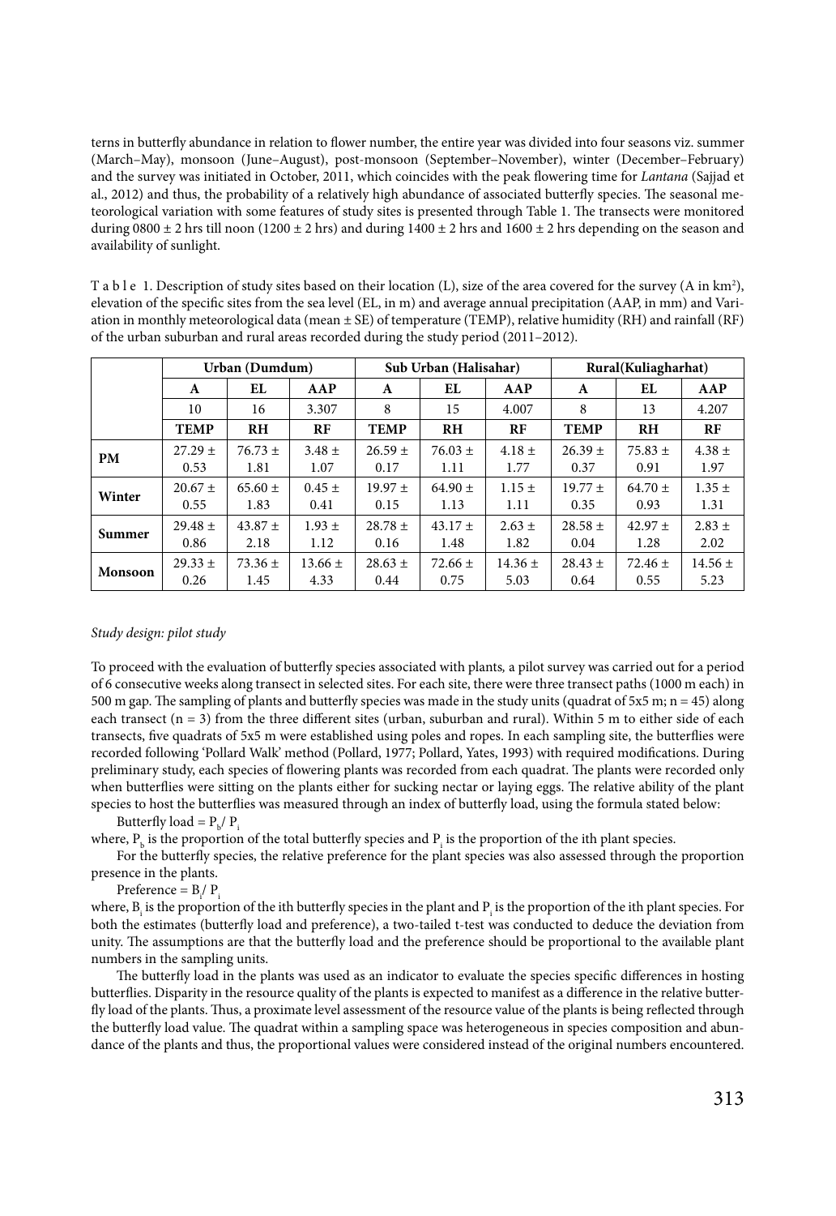terns in butterfly abundance in relation to flower number, the entire year was divided into four seasons viz. summer (March–May), monsoon (June–August), post-monsoon (September–November), winter (December–February) and the survey was initiated in October, 2011, which coincides with the peak flowering time for *Lantana* (Sajjad et al., 2012) and thus, the probability of a relatively high abundance of associated butterfly species. The seasonal meteorological variation with some features of study sites is presented through Table 1. The transects were monitored during 0800 ± 2 hrs till noon (1200 ± 2 hrs) and during 1400 ± 2 hrs and 1600 ± 2 hrs depending on the season and availability of sunlight.

T a b l e 1. Description of study sites based on their location (L), size of the area covered for the survey (A in km²), elevation of the specific sites from the sea level (EL, in m) and average annual precipitation (AAP, in mm) and Variation in monthly meteorological data (mean ± SE) of temperature (TEMP), relative humidity (RH) and rainfall (RF) of the urban suburban and rural areas recorded during the study period (2011–2012).

| | Urban (Dumdum) | | | Sub Urban (Halisahar) | | | Rural(Kuliagharhat) | | |
|---|---|---|---|---|---|---|---|---|---|
| | **A** | **EL** | **AAP** | **A** | **EL** | **AAP** | **A** | **EL** | **AAP** |
| | 10 | 16 | 3.307 | 8 | 15 | 4.007 | 8 | 13 | 4.207 |
| | **TEMP** | **RH** | **RF** | **TEMP** | **RH** | **RF** | **TEMP** | **RH** | **RF** |
| **PM** | 27.29 ± 0.53 | 76.73 ± 1.81 | 3.48 ± 1.07 | 26.59 ± 0.17 | 76.03 ± 1.11 | 4.18 ± 1.77 | 26.39 ± 0.37 | 75.83 ± 0.91 | 4.38 ± 1.97 |
| **Winter** | 20.67 ± 0.55 | 65.60 ± 1.83 | 0.45 ± 0.41 | 19.97 ± 0.15 | 64.90 ± 1.13 | 1.15 ± 1.11 | 19.77 ± 0.35 | 64.70 ± 0.93 | 1.35 ± 1.31 |
| **Summer** | 29.48 ± 0.86 | 43.87 ± 2.18 | 1.93 ± 1.12 | 28.78 ± 0.16 | 43.17 ± 1.48 | 2.63 ± 1.82 | 28.58 ± 0.04 | 42.97 ± 1.28 | 2.83 ± 2.02 |
| **Monsoon** | 29.33 ± 0.26 | 73.36 ± 1.45 | 13.66 ± 4.33 | 28.63 ± 0.44 | 72.66 ± 0.75 | 14.36 ± 5.03 | 28.43 ± 0.64 | 72.46 ± 0.55 | 14.56 ± 5.23 |

*Study design: pilot study*

To proceed with the evaluation of butterfly species associated with plants, a pilot survey was carried out for a period of 6 consecutive weeks along transect in selected sites. For each site, there were three transect paths (1000 m each) in 500 m gap. The sampling of plants and butterfly species was made in the study units (quadrat of 5x5 m; n = 45) along each transect (n = 3) from the three different sites (urban, suburban and rural). Within 5 m to either side of each transects, five quadrats of 5x5 m were established using poles and ropes. In each sampling site, the butterflies were recorded following 'Pollard Walk' method (Pollard, 1977; Pollard, Yates, 1993) with required modifications. During preliminary study, each species of flowering plants was recorded from each quadrat. The plants were recorded only when butterflies were sitting on the plants either for sucking nectar or laying eggs. The relative ability of the plant species to host the butterflies was measured through an index of butterfly load, using the formula stated below:

Butterfly load = $P_b / P_i$

where, $P_b$ is the proportion of the total butterfly species and $P_i$ is the proportion of the ith plant species.

For the butterfly species, the relative preference for the plant species was also assessed through the proportion presence in the plants.

Preference = $B_i / P_i$

where, $B_i$ is the proportion of the ith butterfly species in the plant and $P_i$ is the proportion of the ith plant species. For both the estimates (butterfly load and preference), a two-tailed t-test was conducted to deduce the deviation from unity. The assumptions are that the butterfly load and the preference should be proportional to the available plant numbers in the sampling units.

The butterfly load in the plants was used as an indicator to evaluate the species specific differences in hosting butterflies. Disparity in the resource quality of the plants is expected to manifest as a difference in the relative butterfly load of the plants. Thus, a proximate level assessment of the resource value of the plants is being reflected through the butterfly load value. The quadrat within a sampling space was heterogeneous in species composition and abundance of the plants and thus, the proportional values were considered instead of the original numbers encountered.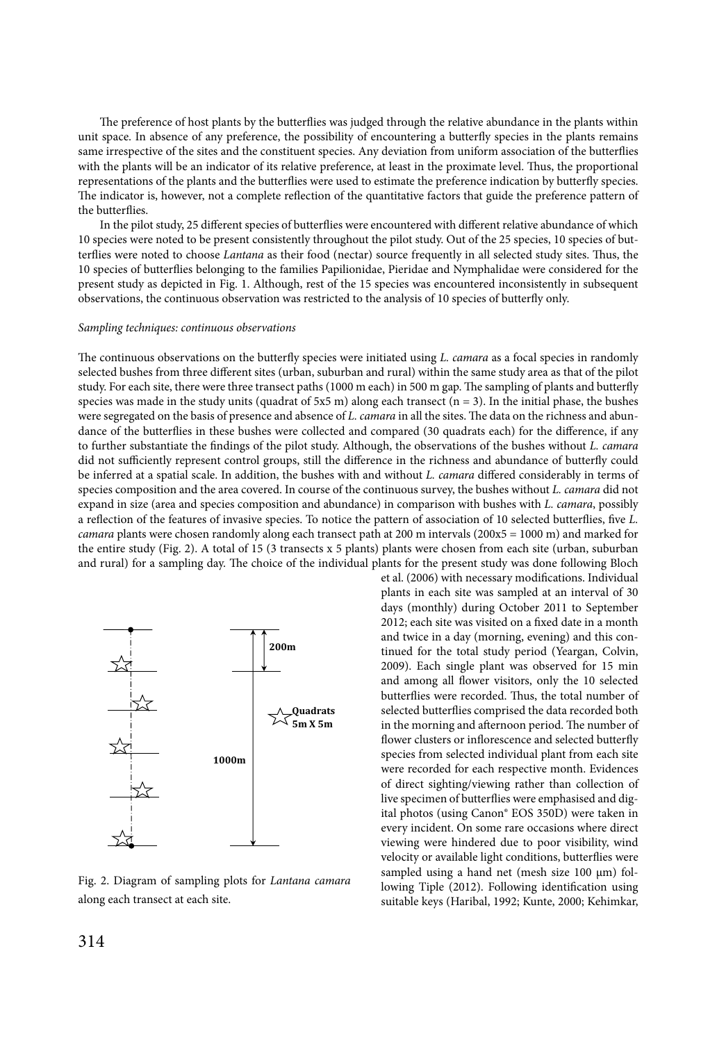The preference of host plants by the butterflies was judged through the relative abundance in the plants within unit space. In absence of any preference, the possibility of encountering a butterfly species in the plants remains same irrespective of the sites and the constituent species. Any deviation from uniform association of the butterflies with the plants will be an indicator of its relative preference, at least in the proximate level. Thus, the proportional representations of the plants and the butterflies were used to estimate the preference indication by butterfly species. The indicator is, however, not a complete reflection of the quantitative factors that guide the preference pattern of the butterflies.

In the pilot study, 25 different species of butterflies were encountered with different relative abundance of which 10 species were noted to be present consistently throughout the pilot study. Out of the 25 species, 10 species of butterflies were noted to choose *Lantana* as their food (nectar) source frequently in all selected study sites. Thus, the 10 species of butterflies belonging to the families Papilionidae, Pieridae and Nymphalidae were considered for the present study as depicted in Fig. 1. Although, rest of the 15 species was encountered inconsistently in subsequent observations, the continuous observation was restricted to the analysis of 10 species of butterfly only.

*Sampling techniques: continuous observations*

The continuous observations on the butterfly species were initiated using *L. camara* as a focal species in randomly selected bushes from three different sites (urban, suburban and rural) within the same study area as that of the pilot study. For each site, there were three transect paths (1000 m each) in 500 m gap. The sampling of plants and butterfly species was made in the study units (quadrat of 5x5 m) along each transect (n = 3). In the initial phase, the bushes were segregated on the basis of presence and absence of *L. camara* in all the sites. The data on the richness and abundance of the butterflies in these bushes were collected and compared (30 quadrats each) for the difference, if any to further substantiate the findings of the pilot study. Although, the observations of the bushes without *L. camara* did not sufficiently represent control groups, still the difference in the richness and abundance of butterfly could be inferred at a spatial scale. In addition, the bushes with and without *L. camara* differed considerably in terms of species composition and the area covered. In course of the continuous survey, the bushes without *L. camara* did not expand in size (area and species composition and abundance) in comparison with bushes with *L. camara*, possibly a reflection of the features of invasive species. To notice the pattern of association of 10 selected butterflies, five *L. camara* plants were chosen randomly along each transect path at 200 m intervals (200x5 = 1000 m) and marked for the entire study (Fig. 2). A total of 15 (3 transects x 5 plants) plants were chosen from each site (urban, suburban and rural) for a sampling day. The choice of the individual plants for the present study was done following Bloch et al. (2006) with necessary modifications. Individual plants in each site was sampled at an interval of 30 days (monthly) during October 2011 to September 2012; each site was visited on a fixed date in a month and twice in a day (morning, evening) and this continued for the total study period (Yeargan, Colvin, 2009). Each single plant was observed for 15 min and among all flower visitors, only the 10 selected butterflies were recorded. Thus, the total number of selected butterflies comprised the data recorded both in the morning and afternoon period. The number of flower clusters or inflorescence and selected butterfly species from selected individual plant from each site were recorded for each respective month. Evidences of direct sighting/viewing rather than collection of live specimen of butterflies were emphasised and digital photos (using Canon® EOS 350D) were taken in every incident. On some rare occasions where direct viewing were hindered due to poor visibility, wind velocity or available light conditions, butterflies were sampled using a hand net (mesh size 100 μm) following Tiple (2012). Following identification using suitable keys (Haribal, 1992; Kunte, 2000; Kehimkar,

Fig. 2. Diagram of sampling plots for *Lantana camara* along each transect at each site.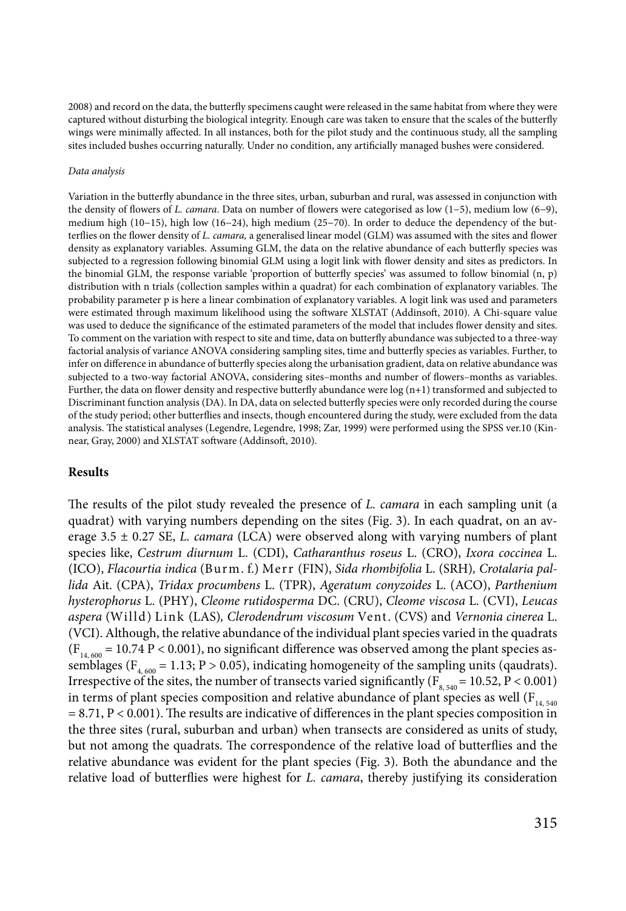2008) and record on the data, the butterfly specimens caught were released in the same habitat from where they were captured without disturbing the biological integrity. Enough care was taken to ensure that the scales of the butterfly wings were minimally affected. In all instances, both for the pilot study and the continuous study, all the sampling sites included bushes occurring naturally. Under no condition, any artificially managed bushes were considered.

*Data analysis*

Variation in the butterfly abundance in the three sites, urban, suburban and rural, was assessed in conjunction with the density of flowers of *L. camara*. Data on number of flowers were categorised as low (1–5), medium low (6–9), medium high (10–15), high low (16–24), high medium (25–70). In order to deduce the dependency of the butterflies on the flower density of *L. camara,* a generalised linear model (GLM) was assumed with the sites and flower density as explanatory variables. Assuming GLM, the data on the relative abundance of each butterfly species was subjected to a regression following binomial GLM using a logit link with flower density and sites as predictors. In the binomial GLM, the response variable 'proportion of butterfly species' was assumed to follow binomial (n, p) distribution with n trials (collection samples within a quadrat) for each combination of explanatory variables. The probability parameter p is here a linear combination of explanatory variables. A logit link was used and parameters were estimated through maximum likelihood using the software XLSTAT (Addinsoft, 2010). A Chi-square value was used to deduce the significance of the estimated parameters of the model that includes flower density and sites. To comment on the variation with respect to site and time, data on butterfly abundance was subjected to a three-way factorial analysis of variance ANOVA considering sampling sites, time and butterfly species as variables. Further, to infer on difference in abundance of butterfly species along the urbanisation gradient, data on relative abundance was subjected to a two-way factorial ANOVA, considering sites–months and number of flowers–months as variables. Further, the data on flower density and respective butterfly abundance were log (n+1) transformed and subjected to Discriminant function analysis (DA). In DA, data on selected butterfly species were only recorded during the course of the study period; other butterflies and insects, though encountered during the study, were excluded from the data analysis. The statistical analyses (Legendre, Legendre, 1998; Zar, 1999) were performed using the SPSS ver.10 (Kinnear, Gray, 2000) and XLSTAT software (Addinsoft, 2010).

## Results

The results of the pilot study revealed the presence of *L. camara* in each sampling unit (a quadrat) with varying numbers depending on the sites (Fig. 3). In each quadrat, on an average 3.5 ± 0.27 SE, *L. camara* (LCA) were observed along with varying numbers of plant species like, *Cestrum diurnum* L. (CDI), *Catharanthus roseus* L. (CRO), *Ixora coccinea* L. (ICO), *Flacourtia indica* (Burm. f.) Merr (FIN), *Sida rhombifolia* L. (SRH)*, Crotalaria pallida* Ait. (CPA), *Tridax procumbens* L. (TPR), *Ageratum conyzoides* L. (ACO), *Parthenium hysterophorus* L. (PHY), *Cleome rutidosperma* DC. (CRU), *Cleome viscosa* L. (CVI), *Leucas aspera* (Willd) Link (LAS)*, Clerodendrum viscosum* Vent. (CVS) and *Vernonia cinerea* L. (VCI). Although, the relative abundance of the individual plant species varied in the quadrats ($F_{14, 600}$ = 10.74 $P < 0.001$), no significant difference was observed among the plant species assemblages ($F_{4, 600}$ = 1.13; $P > 0.05$), indicating homogeneity of the sampling units (qaudrats). Irrespective of the sites, the number of transects varied significantly ($F_{8, 540}$ = 10.52, $P < 0.001$) in terms of plant species composition and relative abundance of plant species as well ($F_{14, 540}$ = 8.71, $P < 0.001$). The results are indicative of differences in the plant species composition in the three sites (rural, suburban and urban) when transects are considered as units of study, but not among the quadrats. The correspondence of the relative load of butterflies and the relative abundance was evident for the plant species (Fig. 3). Both the abundance and the relative load of butterflies were highest for *L. camara*, thereby justifying its consideration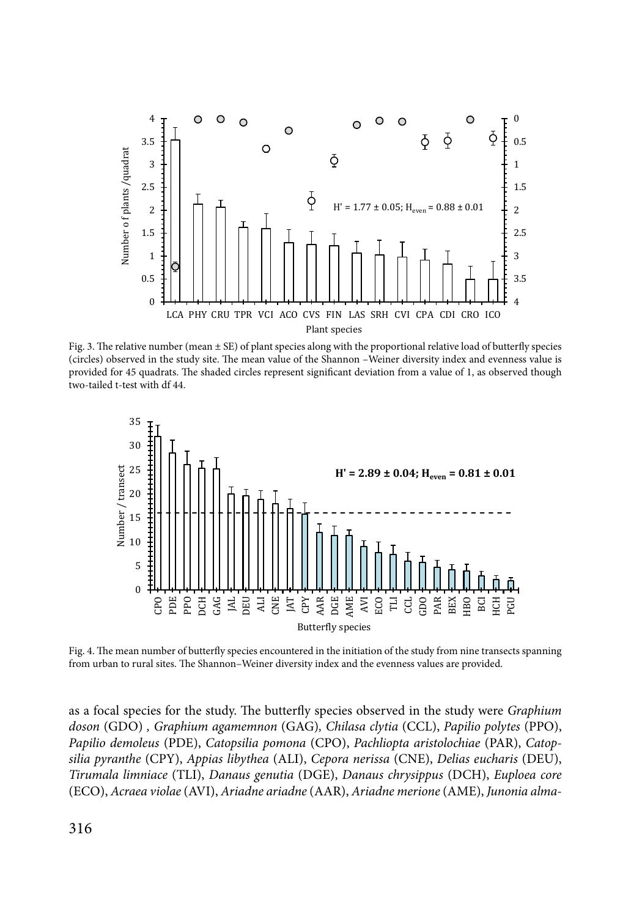Fig. 3. The relative number (mean ± SE) of plant species along with the proportional relative load of butterfly species (circles) observed in the study site. The mean value of the Shannon –Weiner diversity index and evenness value is provided for 45 quadrats. The shaded circles represent significant deviation from a value of 1, as observed though two-tailed t-test with df 44.

Fig. 4. The mean number of butterfly species encountered in the initiation of the study from nine transects spanning from urban to rural sites. The Shannon–Weiner diversity index and the evenness values are provided.

as a focal species for the study. The butterfly species observed in the study were *Graphium doson* (GDO) , *Graphium agamemnon* (GAG), *Chilasa clytia* (CCL), *Papilio polytes* (PPO), *Papilio demoleus* (PDE), *Catopsilia pomona* (CPO), *Pachliopta aristolochiae* (PAR), *Catopsilia pyranthe* (CPY), *Appias libythea* (ALI), *Cepora nerissa* (CNE), *Delias eucharis* (DEU), *Tirumala limniace* (TLI), *Danaus genutia* (DGE), *Danaus chrysippus* (DCH), *Euploea core* (ECO), *Acraea violae* (AVI), *Ariadne ariadne* (AAR), *Ariadne merione* (AME), *Junonia alma-*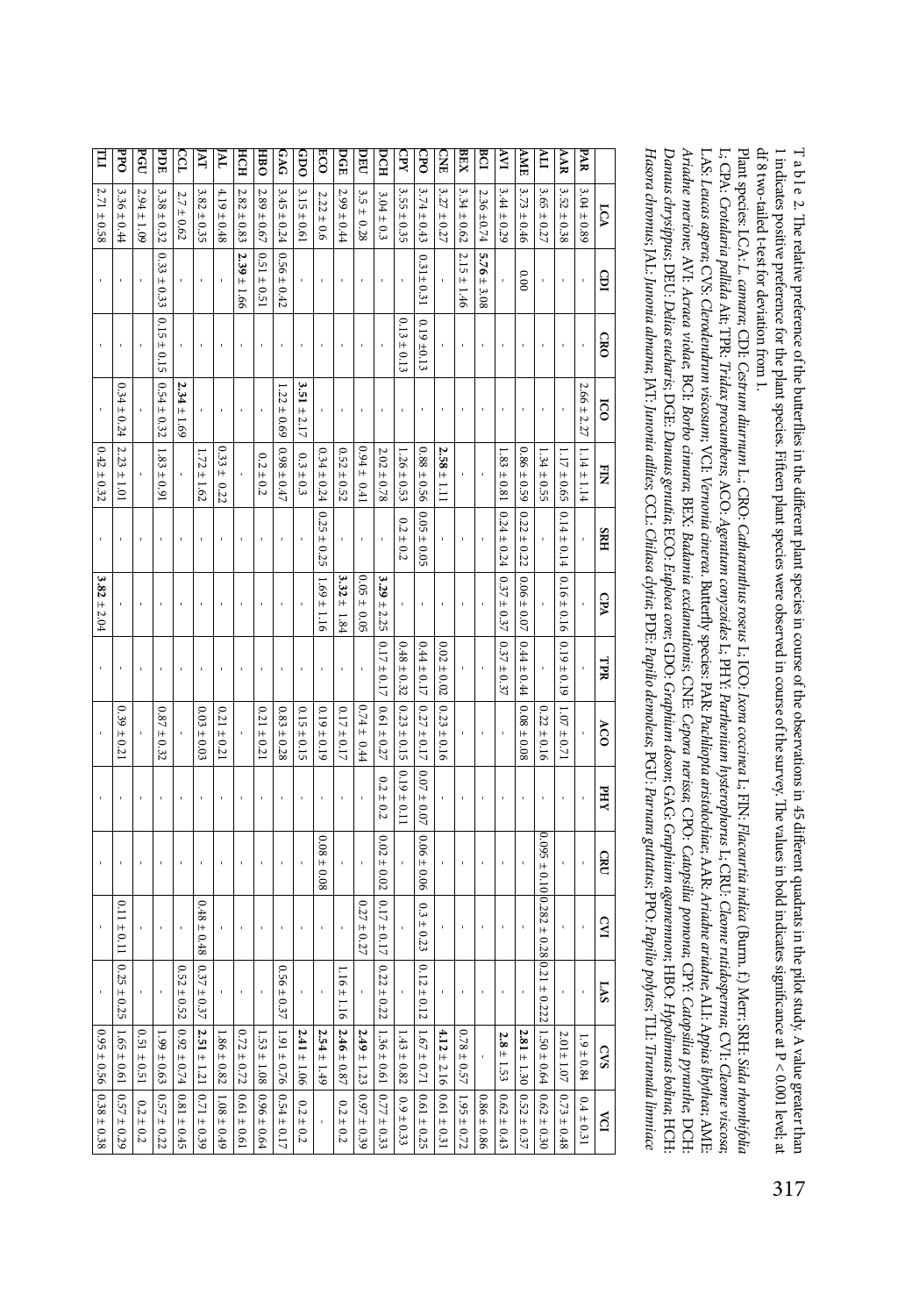T a b l e 2. The relative preference of the butterflies in the different plant species in course of the observations in 45 different quadrats in the pilot study. A value greater than 1 indicates positive preference for the plant species. Fifteen plant species were observed in course of the survey. The values in bold indicates significance at P < 0.001 level, at df 8 two-tailed t-test for deviation from 1.

Plant species: LCA: *L. camara*; CDI: *Cestrum diurnum* L.; CRO: *Catharanthus roseus* L; ICO: *Ixora coccinea* L; FIN: *Flacourtia indica* (Burm. f.) Merr; SRH: *Sida rhombifolia* L; CPA: *Crotalaria pallida* Ait; TPR: *Tridax procumbens*; ACO: *Ageratum conyzoides* L; PHY: *Parthenium hysterophorus* L; CRU: *Cleome rutidosperma*; CVI: *Cleome viscosa*; LAS: *Leucas aspera*; CVS: *Clerodendrum viscosum*; VCI: *Vernonia cinerea*. Butterfly species: PAR: *Pachliopta aristolochiae*; AAR: *Ariadne ariadne*; ALI: *Appias libythea*; AME: *Ariadne merione*; AVI: *Acraea violae*; BCI: *Borbo cinnara*; BEX: *Badamia exclamationis*; CNE: *Cepora nerissa*; CPO: *Catopsilia pomona*; CPY: *Catopsilia pyranthe*; DCH: *Danaus chrysippus*; DEU: *Delias eucharis*; DGE: *Danaus genutia*; ECO: *Euploea core*; GDO: *Graphium doson*; GAG: *Graphium agamemnon*; HBO: *Hypolimnas bolina*; HCH: *Hasora chromus*; JAL: *Junonia almana*; JAT: *Junonia atlites*; CCL: *Chilasa clytia*; PDE: *Papilio demoleus*; PGU: *Parnara guttatus*; PPO: *Papilio polytes*; TLI: *Tirumala limniace*

| | LCA | CDI | CRO | ICO | FIN | SRH | CPA | TPR | ACO | PHY | CRU | CVI | LAS | CVS | VCI |
|---|---|---|---|---|---|---|---|---|---|---|---|---|---|---|---|
| **PAR** | 3.04 ± 0.89 | - | - | 2.66 ± 2.27 | 1.14 ± 1.14 | - | - | - | - | - | - | - | - | 1.9 ± 0.84 | 0.4 ± 0.31 |
| **AAR** | 3.52 ± 0.38 | - | - | - | 1.17 ± 0.65 | 0.14 ± 0.14 | 0.16 ± 0.16 | 0.19 ± 0.19 | 1.07 ± 0.71 | - | - | - | - | 2.01± 1.07 | 0.73 ± 0.48 |
| **ALI** | 3.65 ± 0.27 | - | - | - | 1.34 ± 0.55 | - | - | - | 0.22 ± 0.16 | - | 0.095 ± 0.10 | 0.282 ± 0.28 | 0.21 ± 0.222 | 1.50 ± 0.64 | 0.62 ± 0.30 |
| **AME** | 3.73 ± 0.46 | 0.00 | - | - | 0.86 ± 0.59 | 0.22 ± 0.22 | 0.06 ± 0.07 | 0.44 ± 0.44 | 0.08 ± 0.08 | - | - | - | - | **2.81** ± 1.30 | 0.52 ± 0.37 |
| **AVI** | 3.44 ± 0.29 | - | - | - | 1.83 ± 0.81 | 0.24 ± 0.24 | 0.37 ± 0.37 | 0.37 ± 0.37 | - | - | - | - | - | **2.8** ± 1.53 | 0.62 ± 0.43 |
| **BCI** | 2.36 ± 0.74 | **5.76** ± 3.08 | - | - | - | - | - | - | - | - | - | - | - | - | 0.86 ± 0.86 |
| **BEX** | 3.34 ± 0.62 | 2.15 ± 1.46 | - | - | - | - | - | - | - | - | - | - | - | 0.78 ± 0.57 | 1.95 ± 0.72 |
| **CNE** | 3.27 ± 0.27 | - | - | - | **2.58** ± 1.11 | - | - | 0.02 ± 0.02 | 0.23 ± 0.16 | - | - | - | - | **4.12** ± 2.16 | 0.61 ± 0.31 |
| **CPO** | 3.74 ± 0.43 | 0.31±0.31 | 0.19 ±0.13 | - | 0.88 ± 0.56 | 0.05 ± 0.05 | - | 0.44 ± 0.17 | 0.27 ± 0.17 | 0.07 ± 0.07 | 0.06 ± 0.06 | 0.3 ± 0.23 | 0.12 ± 0.12 | 1.67 ± 0.71 | 0.61 ± 0.25 |
| **CPY** | 3.55 ± 0.35 | - | 0.13 ± 0.13 | - | 1.26 ± 0.53 | 0.2 ± 0.2 | - | 0.48 ± 0.32 | 0.23 ± 0.15 | 0.19 ± 0.11 | - | - | - | 1.43 ± 0.82 | 0.9 ± 0.33 |
| **DCH** | 3.04 ± 0.3 | - | - | - | 2.02 ± 0.78 | - | **3.29** ± 2.25 | 0.17 ± 0.17 | 0.61 ± 0.27 | 0.2 ± 0.2 | 0.02 ± 0.02 | 0.17 ± 0.17 | 0.22 ± 0.22 | 1.36 ± 0.61 | 0.77 ± 0.33 |
| **DEU** | 3.5 ± 0.28 | - | - | - | 0.94 ± 0.41 | - | 0.05 ± 0.05 | - | 0.74 ± 0.44 | - | - | 0.27 ± 0.27 | - | **2.49** ± 1.23 | 0.97 ± 0.39 |
| **DGE** | 2.99 ± 0.44 | - | - | - | 0.52 ± 0.52 | - | **3.32** ± 1.84 | - | 0.17 ± 0.17 | - | - | - | 1.16 ± 1.16 | **2.46** ± 0.87 | 0.2 ± 0.2 |
| **ECO** | 2.22 ± 0.6 | - | - | - | 0.34 ± 0.24 | 0.25 ± 0.25 | 1.69 ± 1.16 | - | 0.19 ± 0.19 | - | 0.08 ± 0.08 | - | - | **2.54** ± 1.49 | - |
| **GDO** | 3.15 ± 0.61 | - | - | **3.51** ± 2.17 | 0.3 ± 0.3 | - | - | - | 0.15 ± 0.15 | - | - | - | - | **2.41** ± 1.06 | 0.2 ± 0.2 |
| **GAG** | 3.45 ± 0.24 | 0.56 ± 0.42 | - | 1.22 ± 0.69 | 0.98 ± 0.47 | - | - | - | 0.83 ± 0.28 | - | - | - | 0.56 ± 0.37 | 1.91 ± 0.76 | 0.54 ± 0.17 |
| **HBO** | 2.89 ± 0.67 | 0.51 ± 0.51 | - | - | 0.2 ± 0.2 | - | - | - | 0.21 ± 0.21 | - | - | - | - | 1.53 ± 1.08 | 0.96 ± 0.64 |
| **HCH** | 2.82 ± 0.83 | **2.39** ± 1.66 | - | - | - | - | - | - | - | - | - | - | - | 0.72 ± 0.72 | 0.61 ± 0.61 |
| **JAL** | 4.19 ± 0.48 | - | - | - | 0.33 ± 0.22 | - | - | - | 0.21 ± 0.21 | - | - | - | - | 1.86 ± 0.82 | 1.08 ± 0.49 |
| **JAT** | 3.82 ± 0.35 | - | - | - | 1.72 ± 1.62 | - | - | - | 0.03 ± 0.03 | - | - | 0.48 ± 0.48 | 0.37 ± 0.37 | **2.51** ± 1.21 | 0.71 ± 0.39 |
| **CCL** | 2.7 ± 0.62 | - | - | **2.34** ± 1.69 | - | - | - | - | - | - | - | - | 0.52 ± 0.52 | 0.92 ± 0.74 | 0.81 ± 0.45 |
| **PDE** | 3.38 ± 0.32 | 0.33 ± 0.33 | 0.15 ± 0.15 | 0.54 ± 0.32 | 1.83 ± 0.91 | - | - | - | 0.87 ± 0.32 | - | - | - | - | 1.99 ± 0.63 | 0.57 ± 0.22 |
| **PGU** | 2.94 ± 1.09 | - | - | - | - | - | - | - | - | - | - | - | - | 0.51 ± 0.51 | 0.2 ± 0.2 |
| **PPO** | 3.36 ± 0.44 | - | - | 0.34 ± 0.24 | 2.23 ± 1.01 | - | - | - | 0.39 ± 0.21 | - | - | 0.11 ± 0.11 | 0.25 ± 0.25 | 1.65 ± 0.61 | 0.57 ± 0.29 |
| **TLI** | 2.71 ± 0.58 | - | - | - | 0.42 ± 0.32 | - | **3.82** ± 2.04 | - | - | - | - | - | - | 0.95 ± 0.56 | 0.38 ± 0.38 |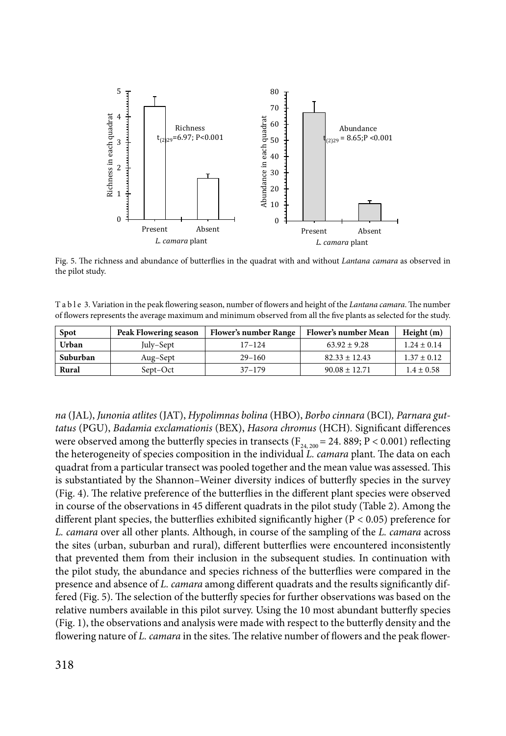Fig. 5. The richness and abundance of butterflies in the quadrat with and without *Lantana camara* as observed in the pilot study.

Table 3. Variation in the peak flowering season, number of flowers and height of the *Lantana camara*. The number of flowers represents the average maximum and minimum observed from all the five plants as selected for the study.

| Spot | Peak Flowering season | Flower's number Range | Flower's number Mean | Height (m) |
|---|---|---|---|---|
| **Urban** | July–Sept | 17–124 | 63.92 ± 9.28 | 1.24 ± 0.14 |
| **Suburban** | Aug–Sept | 29–160 | 82.33 ± 12.43 | 1.37 ± 0.12 |
| **Rural** | Sept–Oct | 37–179 | 90.08 ± 12.71 | 1.4 ± 0.58 |

*na* (JAL), *Junonia atlites* (JAT), *Hypolimnas bolina* (HBO), *Borbo cinnara* (BCI), *Parnara guttatus* (PGU), *Badamia exclamationis* (BEX), *Hasora chromus* (HCH). Significant differences were observed among the butterfly species in transects ($F_{24, 200} = 24.889$; $P < 0.001$) reflecting the heterogeneity of species composition in the individual *L. camara* plant. The data on each quadrat from a particular transect was pooled together and the mean value was assessed. This is substantiated by the Shannon–Weiner diversity indices of butterfly species in the survey (Fig. 4). The relative preference of the butterflies in the different plant species were observed in course of the observations in 45 different quadrats in the pilot study (Table 2). Among the different plant species, the butterflies exhibited significantly higher ($P < 0.05$) preference for *L. camara* over all other plants. Although, in course of the sampling of the *L. camara* across the sites (urban, suburban and rural), different butterflies were encountered inconsistently that prevented them from their inclusion in the subsequent studies. In continuation with the pilot study, the abundance and species richness of the butterflies were compared in the presence and absence of *L. camara* among different quadrats and the results significantly differed (Fig. 5). The selection of the butterfly species for further observations was based on the relative numbers available in this pilot survey. Using the 10 most abundant butterfly species (Fig. 1), the observations and analysis were made with respect to the butterfly density and the flowering nature of *L. camara* in the sites. The relative number of flowers and the peak flower-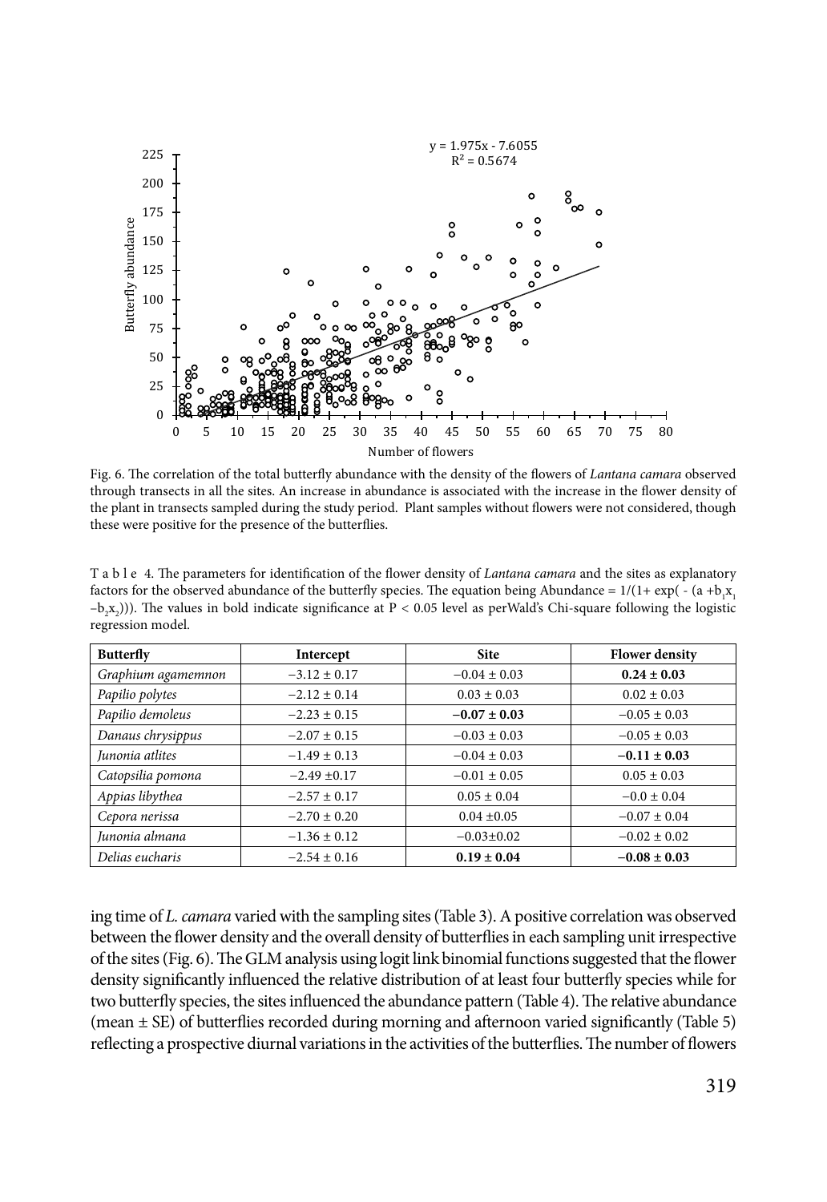Fig. 6. The correlation of the total butterfly abundance with the density of the flowers of *Lantana camara* observed through transects in all the sites. An increase in abundance is associated with the increase in the flower density of the plant in transects sampled during the study period. Plant samples without flowers were not considered, though these were positive for the presence of the butterflies.

T a b l e 4. The parameters for identification of the flower density of *Lantana camara* and the sites as explanatory factors for the observed abundance of the butterfly species. The equation being Abundance = $1/(1+ \exp( - (a + b_1 x_1 - b_2 x_2)))$. The values in bold indicate significance at $P < 0.05$ level as perWald's Chi-square following the logistic regression model.

| Butterfly | Intercept | Site | Flower density |
|---|---|---|---|
| *Graphium agamemnon* | −3.12 ± 0.17 | −0.04 ± 0.03 | **0.24 ± 0.03** |
| *Papilio polytes* | −2.12 ± 0.14 | 0.03 ± 0.03 | 0.02 ± 0.03 |
| *Papilio demoleus* | −2.23 ± 0.15 | **−0.07 ± 0.03** | −0.05 ± 0.03 |
| *Danaus chrysippus* | −2.07 ± 0.15 | −0.03 ± 0.03 | −0.05 ± 0.03 |
| *Junonia atlites* | −1.49 ± 0.13 | −0.04 ± 0.03 | **−0.11 ± 0.03** |
| *Catopsilia pomona* | −2.49 ±0.17 | −0.01 ± 0.05 | 0.05 ± 0.03 |
| *Appias libythea* | −2.57 ± 0.17 | 0.05 ± 0.04 | −0.0 ± 0.04 |
| *Cepora nerissa* | −2.70 ± 0.20 | 0.04 ±0.05 | −0.07 ± 0.04 |
| *Junonia almana* | −1.36 ± 0.12 | −0.03±0.02 | −0.02 ± 0.02 |
| *Delias eucharis* | −2.54 ± 0.16 | **0.19 ± 0.04** | **−0.08 ± 0.03** |

ing time of *L. camara* varied with the sampling sites (Table 3). A positive correlation was observed between the flower density and the overall density of butterflies in each sampling unit irrespective of the sites (Fig. 6). The GLM analysis using logit link binomial functions suggested that the flower density significantly influenced the relative distribution of at least four butterfly species while for two butterfly species, the sites influenced the abundance pattern (Table 4). The relative abundance (mean ± SE) of butterflies recorded during morning and afternoon varied significantly (Table 5) reflecting a prospective diurnal variations in the activities of the butterflies. The number of flowers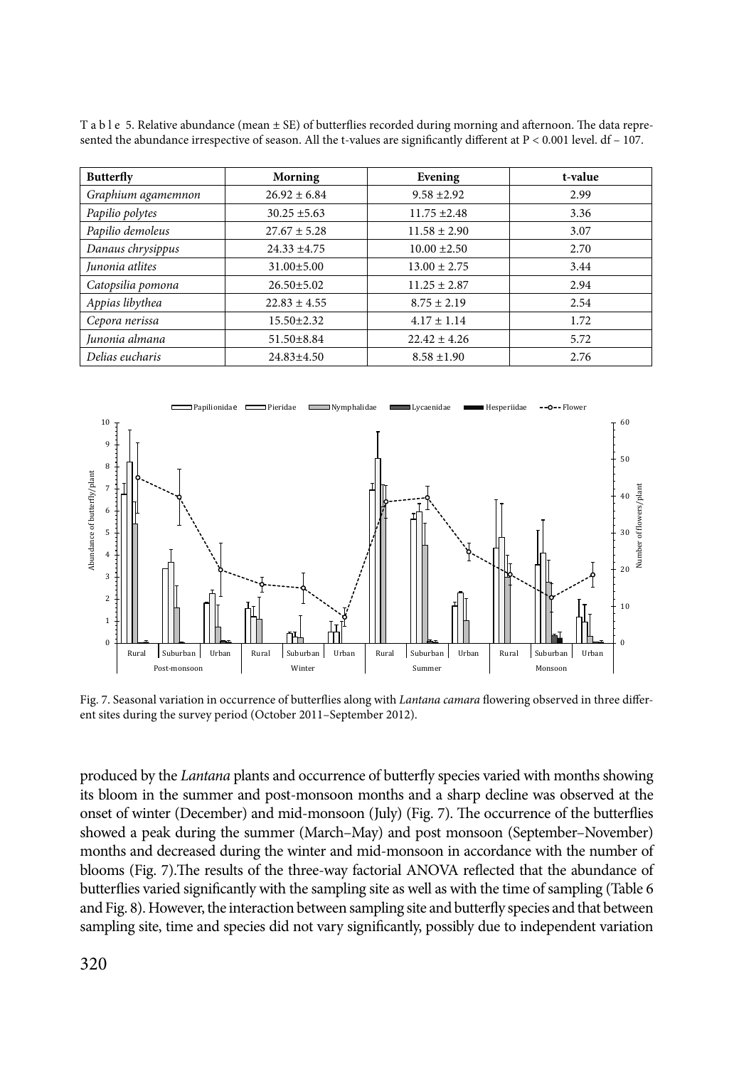Table 5. Relative abundance (mean ± SE) of butterflies recorded during morning and afternoon. The data represented the abundance irrespective of season. All the t-values are significantly different at P < 0.001 level. df – 107.

| Butterfly | Morning | Evening | t-value |
|---|---|---|---|
| *Graphium agamemnon* | 26.92 ± 6.84 | 9.58 ±2.92 | 2.99 |
| *Papilio polytes* | 30.25 ±5.63 | 11.75 ±2.48 | 3.36 |
| *Papilio demoleus* | 27.67 ± 5.28 | 11.58 ± 2.90 | 3.07 |
| *Danaus chrysippus* | 24.33 ±4.75 | 10.00 ±2.50 | 2.70 |
| *Junonia atlites* | 31.00±5.00 | 13.00 ± 2.75 | 3.44 |
| *Catopsilia pomona* | 26.50±5.02 | 11.25 ± 2.87 | 2.94 |
| *Appias libythea* | 22.83 ± 4.55 | 8.75 ± 2.19 | 2.54 |
| *Cepora nerissa* | 15.50±2.32 | 4.17 ± 1.14 | 1.72 |
| *Junonia almana* | 51.50±8.84 | 22.42 ± 4.26 | 5.72 |
| *Delias eucharis* | 24.83±4.50 | 8.58 ±1.90 | 2.76 |

Fig. 7. Seasonal variation in occurrence of butterflies along with *Lantana camara* flowering observed in three different sites during the survey period (October 2011–September 2012).

produced by the *Lantana* plants and occurrence of butterfly species varied with months showing its bloom in the summer and post-monsoon months and a sharp decline was observed at the onset of winter (December) and mid-monsoon (July) (Fig. 7). The occurrence of the butterflies showed a peak during the summer (March–May) and post monsoon (September–November) months and decreased during the winter and mid-monsoon in accordance with the number of blooms (Fig. 7).The results of the three-way factorial ANOVA reflected that the abundance of butterflies varied significantly with the sampling site as well as with the time of sampling (Table 6 and Fig. 8). However, the interaction between sampling site and butterfly species and that between sampling site, time and species did not vary significantly, possibly due to independent variation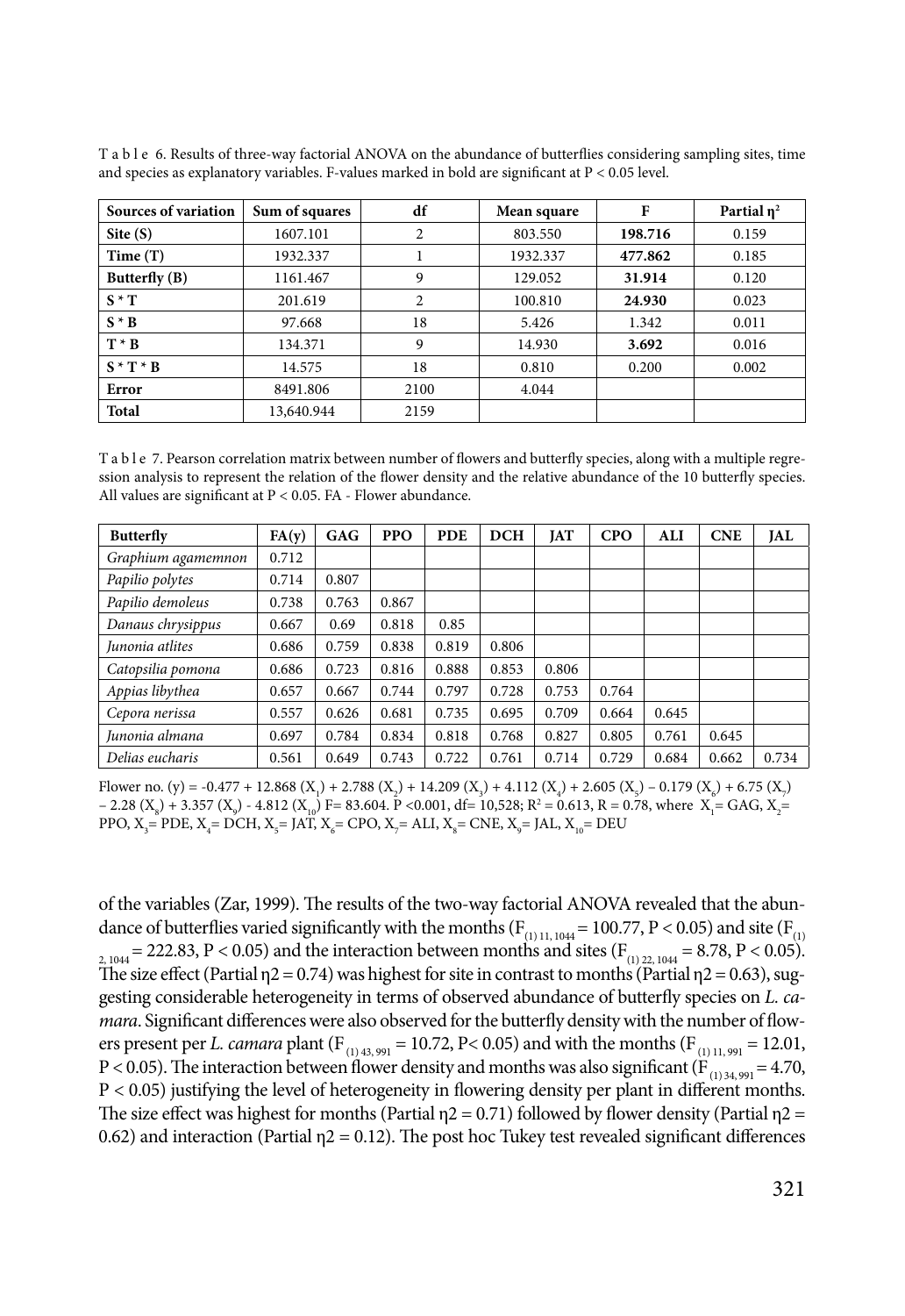T a b l e 6. Results of three-way factorial ANOVA on the abundance of butterflies considering sampling sites, time and species as explanatory variables. F-values marked in bold are significant at P < 0.05 level.

| Sources of variation | Sum of squares | df | Mean square | F | Partial $\eta^2$ |
|---|---|---|---|---|---|
| **Site (S)** | 1607.101 | 2 | 803.550 | **198.716** | 0.159 |
| **Time (T)** | 1932.337 | 1 | 1932.337 | **477.862** | 0.185 |
| **Butterfly (B)** | 1161.467 | 9 | 129.052 | **31.914** | 0.120 |
| **S * T** | 201.619 | 2 | 100.810 | **24.930** | 0.023 |
| **S * B** | 97.668 | 18 | 5.426 | 1.342 | 0.011 |
| **T * B** | 134.371 | 9 | 14.930 | **3.692** | 0.016 |
| **S * T * B** | 14.575 | 18 | 0.810 | 0.200 | 0.002 |
| **Error** | 8491.806 | 2100 | 4.044 | | |
| **Total** | 13,640.944 | 2159 | | | |

T a b l e 7. Pearson correlation matrix between number of flowers and butterfly species, along with a multiple regression analysis to represent the relation of the flower density and the relative abundance of the 10 butterfly species. All values are significant at P < 0.05. FA - Flower abundance.

| Butterfly | FA(y) | GAG | PPO | PDE | DCH | JAT | CPO | ALI | CNE | JAL |
|---|---|---|---|---|---|---|---|---|---|---|
| *Graphium agamemnon* | 0.712 | | | | | | | | | |
| *Papilio polytes* | 0.714 | 0.807 | | | | | | | | |
| *Papilio demoleus* | 0.738 | 0.763 | 0.867 | | | | | | | |
| *Danaus chrysippus* | 0.667 | 0.69 | 0.818 | 0.85 | | | | | | |
| *Junonia atlites* | 0.686 | 0.759 | 0.838 | 0.819 | 0.806 | | | | | |
| *Catopsilia pomona* | 0.686 | 0.723 | 0.816 | 0.888 | 0.853 | 0.806 | | | | |
| *Appias libythea* | 0.657 | 0.667 | 0.744 | 0.797 | 0.728 | 0.753 | 0.764 | | | |
| *Cepora nerissa* | 0.557 | 0.626 | 0.681 | 0.735 | 0.695 | 0.709 | 0.664 | 0.645 | | |
| *Junonia almana* | 0.697 | 0.784 | 0.834 | 0.818 | 0.768 | 0.827 | 0.805 | 0.761 | 0.645 | |
| *Delias eucharis* | 0.561 | 0.649 | 0.743 | 0.722 | 0.761 | 0.714 | 0.729 | 0.684 | 0.662 | 0.734 |

Flower no. (y) = -0.477 + 12.868 ($X_1$) + 2.788 ($X_2$) + 14.209 ($X_3$) + 4.112 ($X_4$) + 2.605 ($X_5$) – 0.179 ($X_6$) + 6.75 ($X_7$) – 2.28 ($X_8$) + 3.357 ($X_9$) - 4.812 ($X_{10}$) F= 83.604. P <0.001, df= 10,528; $R^2$ = 0.613, R = 0.78, where $X_1$= GAG, $X_2$= PPO, $X_3$= PDE, $X_4$= DCH, $X_5$= JAT, $X_6$= CPO, $X_7$= ALI, $X_8$= CNE, $X_9$= JAL, $X_{10}$= DEU

of the variables (Zar, 1999). The results of the two-way factorial ANOVA revealed that the abundance of butterflies varied significantly with the months ($F_{(1)\,11,\,1044}$ = 100.77, P < 0.05) and site ($F_{(1)\,2,\,1044}$ = 222.83, P < 0.05) and the interaction between months and sites ($F_{(1)\,22,\,1044}$ = 8.78, P < 0.05). The size effect (Partial $\eta2$ = 0.74) was highest for site in contrast to months (Partial $\eta2$ = 0.63), suggesting considerable heterogeneity in terms of observed abundance of butterfly species on *L. camara*. Significant differences were also observed for the butterfly density with the number of flowers present per *L. camara* plant ($F_{(1)\,43,\,991}$ = 10.72, P< 0.05) and with the months ($F_{(1)\,11,\,991}$ = 12.01, P < 0.05). The interaction between flower density and months was also significant ($F_{(1)\,34,\,991}$ = 4.70, P < 0.05) justifying the level of heterogeneity in flowering density per plant in different months. The size effect was highest for months (Partial $\eta2$ = 0.71) followed by flower density (Partial $\eta2$ = 0.62) and interaction (Partial $\eta2$ = 0.12). The post hoc Tukey test revealed significant differences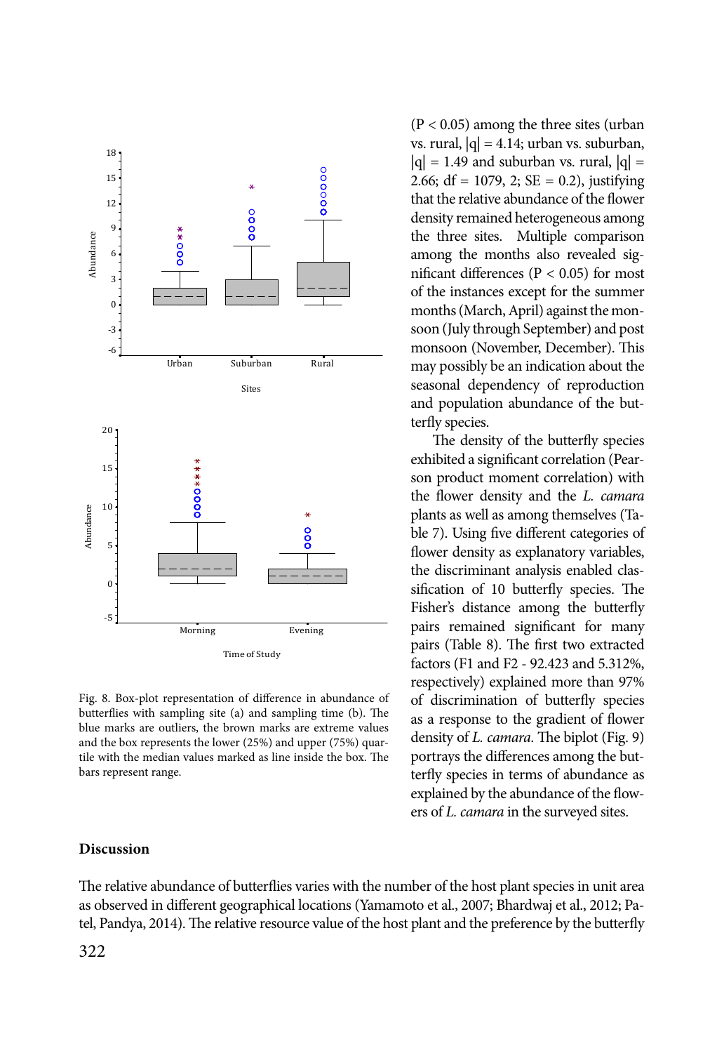(P < 0.05) among the three sites (urban vs. rural, |q| = 4.14; urban vs. suburban, |q| = 1.49 and suburban vs. rural, |q| = 2.66; df = 1079, 2; SE = 0.2), justifying that the relative abundance of the flower density remained heterogeneous among the three sites. Multiple comparison among the months also revealed significant differences (P < 0.05) for most of the instances except for the summer months (March, April) against the monsoon (July through September) and post monsoon (November, December). This may possibly be an indication about the seasonal dependency of reproduction and population abundance of the butterfly species.

The density of the butterfly species exhibited a significant correlation (Pearson product moment correlation) with the flower density and the *L. camara* plants as well as among themselves (Table 7). Using five different categories of flower density as explanatory variables, the discriminant analysis enabled classification of 10 butterfly species. The Fisher's distance among the butterfly pairs remained significant for many pairs (Table 8). The first two extracted factors (F1 and F2 - 92.423 and 5.312%, respectively) explained more than 97% of discrimination of butterfly species as a response to the gradient of flower density of *L. camara*. The biplot (Fig. 9) portrays the differences among the butterfly species in terms of abundance as explained by the abundance of the flowers of *L. camara* in the surveyed sites.

Fig. 8. Box-plot representation of difference in abundance of butterflies with sampling site (a) and sampling time (b). The blue marks are outliers, the brown marks are extreme values and the box represents the lower (25%) and upper (75%) quartile with the median values marked as line inside the box. The bars represent range.

## Discussion

The relative abundance of butterflies varies with the number of the host plant species in unit area as observed in different geographical locations (Yamamoto et al., 2007; Bhardwaj et al., 2012; Patel, Pandya, 2014). The relative resource value of the host plant and the preference by the butterfly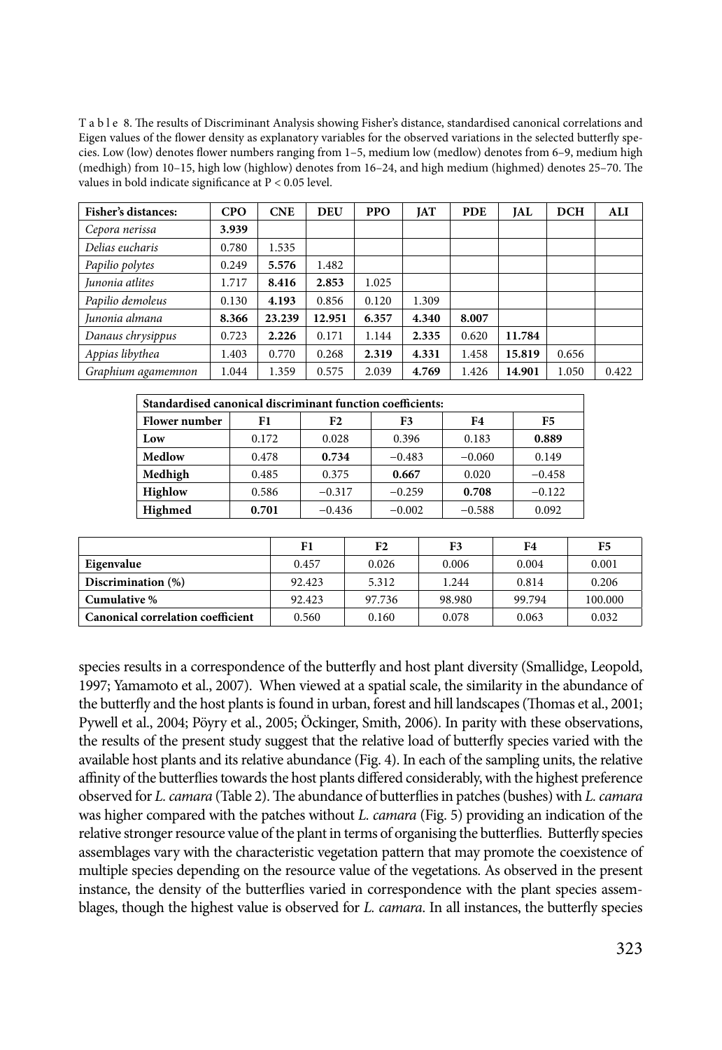T a b l e 8. The results of Discriminant Analysis showing Fisher's distance, standardised canonical correlations and Eigen values of the flower density as explanatory variables for the observed variations in the selected butterfly species. Low (low) denotes flower numbers ranging from 1–5, medium low (medlow) denotes from 6–9, medium high (medhigh) from 10–15, high low (highlow) denotes from 16–24, and high medium (highmed) denotes 25–70. The values in bold indicate significance at P < 0.05 level.

| Fisher's distances: | CPO | CNE | DEU | PPO | JAT | PDE | JAL | DCH | ALI |
|---|---|---|---|---|---|---|---|---|---|
| *Cepora nerissa* | **3.939** | | | | | | | | |
| *Delias eucharis* | 0.780 | 1.535 | | | | | | | |
| *Papilio polytes* | 0.249 | **5.576** | 1.482 | | | | | | |
| *Junonia atlites* | 1.717 | **8.416** | **2.853** | 1.025 | | | | | |
| *Papilio demoleus* | 0.130 | **4.193** | 0.856 | 0.120 | 1.309 | | | | |
| *Junonia almana* | **8.366** | **23.239** | **12.951** | **6.357** | **4.340** | **8.007** | | | |
| *Danaus chrysippus* | 0.723 | **2.226** | 0.171 | 1.144 | **2.335** | 0.620 | **11.784** | | |
| *Appias libythea* | 1.403 | 0.770 | 0.268 | **2.319** | **4.331** | 1.458 | **15.819** | 0.656 | |
| *Graphium agamemnon* | 1.044 | 1.359 | 0.575 | 2.039 | **4.769** | 1.426 | **14.901** | 1.050 | 0.422 |

| Standardised canonical discriminant function coefficients: | | | | | |
|---|---|---|---|---|---|
| **Flower number** | **F1** | **F2** | **F3** | **F4** | **F5** |
| **Low** | 0.172 | 0.028 | 0.396 | 0.183 | **0.889** |
| **Medlow** | 0.478 | **0.734** | −0.483 | −0.060 | 0.149 |
| **Medhigh** | 0.485 | 0.375 | **0.667** | 0.020 | −0.458 |
| **Highlow** | 0.586 | −0.317 | −0.259 | **0.708** | −0.122 |
| **Highmed** | **0.701** | −0.436 | −0.002 | −0.588 | 0.092 |

| | F1 | F2 | F3 | F4 | F5 |
|---|---|---|---|---|---|
| **Eigenvalue** | 0.457 | 0.026 | 0.006 | 0.004 | 0.001 |
| **Discrimination (%)** | 92.423 | 5.312 | 1.244 | 0.814 | 0.206 |
| **Cumulative %** | 92.423 | 97.736 | 98.980 | 99.794 | 100.000 |
| **Canonical correlation coefficient** | 0.560 | 0.160 | 0.078 | 0.063 | 0.032 |

species results in a correspondence of the butterfly and host plant diversity (Smallidge, Leopold, 1997; Yamamoto et al., 2007). When viewed at a spatial scale, the similarity in the abundance of the butterfly and the host plants is found in urban, forest and hill landscapes (Thomas et al., 2001; Pywell et al., 2004; Pöyry et al., 2005; Öckinger, Smith, 2006). In parity with these observations, the results of the present study suggest that the relative load of butterfly species varied with the available host plants and its relative abundance (Fig. 4). In each of the sampling units, the relative affinity of the butterflies towards the host plants differed considerably, with the highest preference observed for *L. camara* (Table 2). The abundance of butterflies in patches (bushes) with *L. camara* was higher compared with the patches without *L. camara* (Fig. 5) providing an indication of the relative stronger resource value of the plant in terms of organising the butterflies. Butterfly species assemblages vary with the characteristic vegetation pattern that may promote the coexistence of multiple species depending on the resource value of the vegetations. As observed in the present instance, the density of the butterflies varied in correspondence with the plant species assemblages, though the highest value is observed for *L. camara*. In all instances, the butterfly species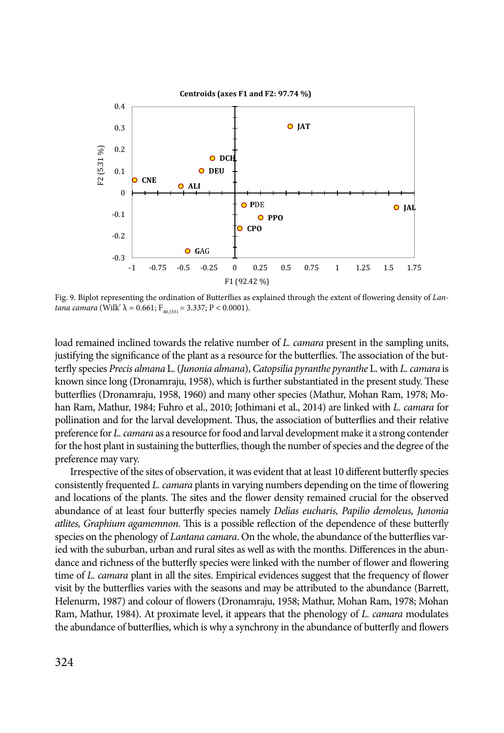Fig. 9. Biplot representing the ordination of Butterflies as explained through the extent of flowering density of *Lantana camara* (Wilk' $\lambda = 0.661$; $F_{40,1551} = 3.337$; $P < 0.0001$).

load remained inclined towards the relative number of *L. camara* present in the sampling units, justifying the significance of the plant as a resource for the butterflies. The association of the butterfly species *Precis almana* L. (*Junonia almana*), *Catopsilia pyranthe pyranthe* L. with *L. camara* is known since long (Dronamraju, 1958), which is further substantiated in the present study. These butterflies (Dronamraju, 1958, 1960) and many other species (Mathur, Mohan Ram, 1978; Mohan Ram, Mathur, 1984; Fuhro et al., 2010; Jothimani et al., 2014) are linked with *L. camara* for pollination and for the larval development. Thus, the association of butterflies and their relative preference for *L. camara* as a resource for food and larval development make it a strong contender for the host plant in sustaining the butterflies, though the number of species and the degree of the preference may vary.

Irrespective of the sites of observation, it was evident that at least 10 different butterfly species consistently frequented *L. camara* plants in varying numbers depending on the time of flowering and locations of the plants. The sites and the flower density remained crucial for the observed abundance of at least four butterfly species namely *Delias eucharis, Papilio demoleus, Junonia atlites, Graphium agamemnon.* This is a possible reflection of the dependence of these butterfly species on the phenology of *Lantana camara*. On the whole, the abundance of the butterflies varied with the suburban, urban and rural sites as well as with the months. Differences in the abundance and richness of the butterfly species were linked with the number of flower and flowering time of *L. camara* plant in all the sites. Empirical evidences suggest that the frequency of flower visit by the butterflies varies with the seasons and may be attributed to the abundance (Barrett, Helenurm, 1987) and colour of flowers (Dronamraju, 1958; Mathur, Mohan Ram, 1978; Mohan Ram, Mathur, 1984). At proximate level, it appears that the phenology of *L. camara* modulates the abundance of butterflies, which is why a synchrony in the abundance of butterfly and flowers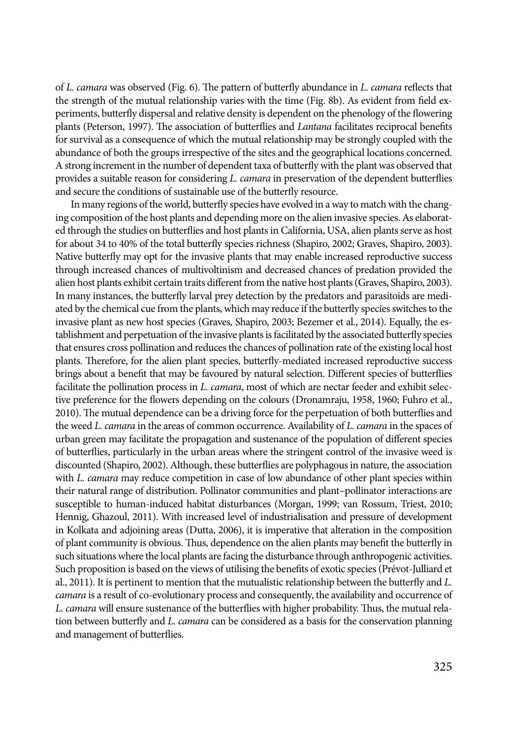of *L. camara* was observed (Fig. 6). The pattern of butterfly abundance in *L. camara* reflects that the strength of the mutual relationship varies with the time (Fig. 8b). As evident from field experiments, butterfly dispersal and relative density is dependent on the phenology of the flowering plants (Peterson, 1997). The association of butterflies and *Lantana* facilitates reciprocal benefits for survival as a consequence of which the mutual relationship may be strongly coupled with the abundance of both the groups irrespective of the sites and the geographical locations concerned. A strong increment in the number of dependent taxa of butterfly with the plant was observed that provides a suitable reason for considering *L. camara* in preservation of the dependent butterflies and secure the conditions of sustainable use of the butterfly resource.

In many regions of the world, butterfly species have evolved in a way to match with the changing composition of the host plants and depending more on the alien invasive species. As elaborated through the studies on butterflies and host plants in California, USA, alien plants serve as host for about 34 to 40% of the total butterfly species richness (Shapiro, 2002; Graves, Shapiro, 2003). Native butterfly may opt for the invasive plants that may enable increased reproductive success through increased chances of multivoltinism and decreased chances of predation provided the alien host plants exhibit certain traits different from the native host plants (Graves, Shapiro, 2003). In many instances, the butterfly larval prey detection by the predators and parasitoids are mediated by the chemical cue from the plants, which may reduce if the butterfly species switches to the invasive plant as new host species (Graves, Shapiro, 2003; Bezemer et al., 2014). Equally, the establishment and perpetuation of the invasive plants is facilitated by the associated butterfly species that ensures cross pollination and reduces the chances of pollination rate of the existing local host plants. Therefore, for the alien plant species, butterfly-mediated increased reproductive success brings about a benefit that may be favoured by natural selection. Different species of butterflies facilitate the pollination process in *L. camara*, most of which are nectar feeder and exhibit selective preference for the flowers depending on the colours (Dronamraju, 1958, 1960; Fuhro et al., 2010). The mutual dependence can be a driving force for the perpetuation of both butterflies and the weed *L. camara* in the areas of common occurrence. Availability of *L. camara* in the spaces of urban green may facilitate the propagation and sustenance of the population of different species of butterflies, particularly in the urban areas where the stringent control of the invasive weed is discounted (Shapiro, 2002). Although, these butterflies are polyphagous in nature, the association with *L. camara* may reduce competition in case of low abundance of other plant species within their natural range of distribution. Pollinator communities and plant–pollinator interactions are susceptible to human-induced habitat disturbances (Morgan, 1999; van Rossum, Triest, 2010; Hennig, Ghazoul, 2011). With increased level of industrialisation and pressure of development in Kolkata and adjoining areas (Dutta, 2006), it is imperative that alteration in the composition of plant community is obvious. Thus, dependence on the alien plants may benefit the butterfly in such situations where the local plants are facing the disturbance through anthropogenic activities. Such proposition is based on the views of utilising the benefits of exotic species (Prévot-Julliard et al., 2011). It is pertinent to mention that the mutualistic relationship between the butterfly and *L. camara* is a result of co-evolutionary process and consequently, the availability and occurrence of *L. camara* will ensure sustenance of the butterflies with higher probability. Thus, the mutual relation between butterfly and *L. camara* can be considered as a basis for the conservation planning and management of butterflies.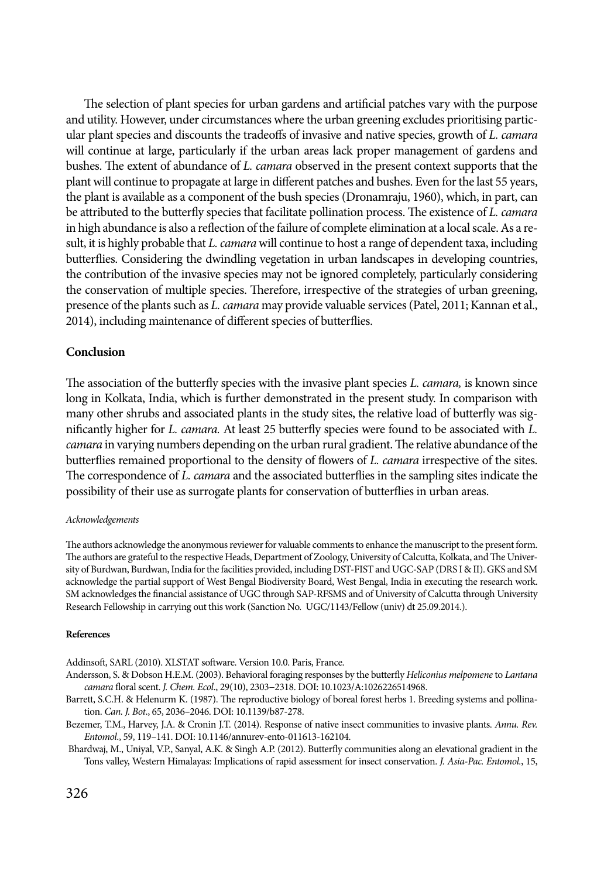The selection of plant species for urban gardens and artificial patches vary with the purpose and utility. However, under circumstances where the urban greening excludes prioritising particular plant species and discounts the tradeoffs of invasive and native species, growth of *L. camara* will continue at large, particularly if the urban areas lack proper management of gardens and bushes. The extent of abundance of *L. camara* observed in the present context supports that the plant will continue to propagate at large in different patches and bushes. Even for the last 55 years, the plant is available as a component of the bush species (Dronamraju, 1960), which, in part, can be attributed to the butterfly species that facilitate pollination process. The existence of *L. camara* in high abundance is also a reflection of the failure of complete elimination at a local scale. As a result, it is highly probable that *L. camara* will continue to host a range of dependent taxa, including butterflies. Considering the dwindling vegetation in urban landscapes in developing countries, the contribution of the invasive species may not be ignored completely, particularly considering the conservation of multiple species. Therefore, irrespective of the strategies of urban greening, presence of the plants such as *L. camara* may provide valuable services (Patel, 2011; Kannan et al., 2014), including maintenance of different species of butterflies.

## Conclusion

The association of the butterfly species with the invasive plant species *L. camara,* is known since long in Kolkata, India, which is further demonstrated in the present study. In comparison with many other shrubs and associated plants in the study sites, the relative load of butterfly was significantly higher for *L. camara.* At least 25 butterfly species were found to be associated with *L. camara* in varying numbers depending on the urban rural gradient. The relative abundance of the butterflies remained proportional to the density of flowers of *L. camara* irrespective of the sites. The correspondence of *L. camara* and the associated butterflies in the sampling sites indicate the possibility of their use as surrogate plants for conservation of butterflies in urban areas.

*Acknowledgements*

The authors acknowledge the anonymous reviewer for valuable comments to enhance the manuscript to the present form. The authors are grateful to the respective Heads, Department of Zoology, University of Calcutta, Kolkata, and The University of Burdwan, Burdwan, India for the facilities provided, including DST-FIST and UGC-SAP (DRS I & II). GKS and SM acknowledge the partial support of West Bengal Biodiversity Board, West Bengal, India in executing the research work. SM acknowledges the financial assistance of UGC through SAP-RFSMS and of University of Calcutta through University Research Fellowship in carrying out this work (Sanction No. UGC/1143/Fellow (univ) dt 25.09.2014.).

**References**

Addinsoft, SARL (2010). XLSTAT software. Version 10.0. Paris, France.

Andersson, S. & Dobson H.E.M. (2003). Behavioral foraging responses by the butterfly *Heliconius melpomene* to *Lantana camara* floral scent. *J. Chem. Ecol*., 29(10), 2303–2318. DOI: 10.1023/A:1026226514968.

Barrett, S.C.H. & Helenurm K. (1987). The reproductive biology of boreal forest herbs 1. Breeding systems and pollination. *Can. J. Bot*., 65, 2036–2046. DOI: 10.1139/b87-278.

Bezemer, T.M., Harvey, J.A. & Cronin J.T. (2014). Response of native insect communities to invasive plants. *Annu. Rev. Entomol*., 59, 119–141. DOI: 10.1146/annurev-ento-011613-162104.

Bhardwaj, M., Uniyal, V.P., Sanyal, A.K. & Singh A.P. (2012). Butterfly communities along an elevational gradient in the Tons valley, Western Himalayas: Implications of rapid assessment for insect conservation. *J. Asia-Pac. Entomol.*, 15,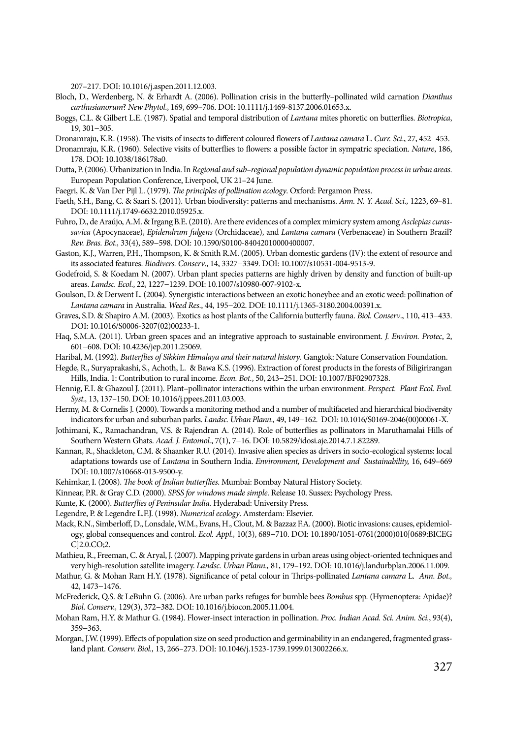207–217. DOI: 10.1016/j.aspen.2011.12.003.

Bloch, D., Werdenberg, N. & Erhardt A. (2006). Pollination crisis in the butterfly–pollinated wild carnation *Dianthus carthusianorum*? *New Phytol*., 169, 699–706. DOI: 10.1111/j.1469-8137.2006.01653.x.

Boggs, C.L. & Gilbert L.E. (1987). Spatial and temporal distribution of *Lantana* mites phoretic on butterflies. *Biotropica*, 19, 301–305.

Dronamraju, K.R. (1958). The visits of insects to different coloured flowers of *Lantana camara* L. *Curr. Sci*., 27, 452–453.

Dronamraju, K.R. (1960). Selective visits of butterflies to flowers: a possible factor in sympatric speciation. *Nature*, 186, 178. DOI: 10.1038/186178a0.

Dutta, P. (2006). Urbanization in India. In *Regional and sub–regional population dynamic population process in urban areas*. European Population Conference, Liverpool, UK 21–24 June.

Faegri, K. & Van Der Pijl L. (1979). *The principles of pollination ecology*. Oxford: Pergamon Press.

Faeth, S.H., Bang, C. & Saari S. (2011). Urban biodiversity: patterns and mechanisms. *Ann. N. Y. Acad. Sci.,* 1223, 69–81. DOI: 10.1111/j.1749-6632.2010.05925.x.

Fuhro, D., de Araújo, A.M. & Irgang B.E. (2010). Are there evidences of a complex mimicry system among *Asclepias curassavica* (Apocynaceae), *Epidendrum fulgens* (Orchidaceae), and *Lantana camara* (Verbenaceae) in Southern Brazil? *Rev. Bras. Bot.,* 33(4), 589–598. DOI: 10.1590/S0100-84042010000400007.

Gaston, K.J., Warren, P.H., Thompson, K. & Smith R.M. (2005). Urban domestic gardens (IV): the extent of resource and its associated features. *Biodivers. Conserv*., 14, 3327–3349. DOI: 10.1007/s10531-004-9513-9.

Godefroid, S. & Koedam N. (2007). Urban plant species patterns are highly driven by density and function of built-up areas. *Landsc. Ecol*., 22, 1227–1239. DOI: 10.1007/s10980-007-9102-x.

Goulson, D. & Derwent L. (2004). Synergistic interactions between an exotic honeybee and an exotic weed: pollination of *Lantana camara* in Australia. *Weed Res*., 44, 195–202. DOI: 10.1111/j.1365-3180.2004.00391.x.

Graves, S.D. & Shapiro A.M. (2003). Exotics as host plants of the California butterfly fauna. *Biol. Conserv*., 110, 413–433. DOI: 10.1016/S0006-3207(02)00233-1.

Haq, S.M.A. (2011). Urban green spaces and an integrative approach to sustainable environment. *J. Environ. Protec*, 2, 601–608. DOI: 10.4236/jep.2011.25069.

Haribal, M. (1992). *Butterflies of Sikkim Himalaya and their natural history*. Gangtok: Nature Conservation Foundation.

Hegde, R., Suryaprakashi, S., Achoth, L. & Bawa K.S. (1996). Extraction of forest products in the forests of Biligirirangan Hills, India. 1: Contribution to rural income. *Econ. Bot.*, 50, 243–251. DOI: 10.1007/BF02907328.

Hennig, E.I. & Ghazoul J. (2011). Plant–pollinator interactions within the urban environment. *Perspect. Plant Ecol. Evol. Syst.,* 13, 137–150. DOI: 10.1016/j.ppees.2011.03.003.

Hermy, M. & Cornelis J. (2000). Towards a monitoring method and a number of multifaceted and hierarchical biodiversity indicators for urban and suburban parks. *Landsc. Urban Plann.,* 49, 149–162. DOI: 10.1016/S0169-2046(00)00061-X.

Jothimani, K., Ramachandran, V.S. & Rajendran A. (2014). Role of butterflies as pollinators in Maruthamalai Hills of Southern Western Ghats. *Acad. J. Entomol.*, 7(1), 7–16. DOI: 10.5829/idosi.aje.2014.7.1.82289.

Kannan, R., Shackleton, C.M. & Shaanker R.U. (2014). Invasive alien species as drivers in socio-ecological systems: local adaptations towards use of *Lantana* in Southern India. *Environment, Development and Sustainability,* 16, 649–669 DOI: 10.1007/s10668-013-9500-y.

Kehimkar, I. (2008). *The book of Indian butterflies*. Mumbai: Bombay Natural History Society.

Kinnear, P.R. & Gray C.D. (2000). *SPSS for windows made simple*. Release 10. Sussex: Psychology Press.

Kunte, K. (2000). *Butterflies of Peninsular India.* Hyderabad: University Press.

Legendre, P. & Legendre L.F.J. (1998). *Numerical ecology*. Amsterdam: Elsevier.

Mack, R.N., Simberloff, D., Lonsdale, W.M., Evans, H., Clout, M. & Bazzaz F.A. (2000). Biotic invasions: causes, epidemiology, global consequences and control. *Ecol. Appl.,* 10(3), 689–710. DOI: 10.1890/1051-0761(2000)010[0689:BICEGC]2.0.CO;2.

Mathieu, R., Freeman, C. & Aryal, J. (2007). Mapping private gardens in urban areas using object-oriented techniques and very high-resolution satellite imagery. *Landsc. Urban Plann.,* 81, 179–192. DOI: 10.1016/j.landurbplan.2006.11.009.

Mathur, G. & Mohan Ram H.Y. (1978). Significance of petal colour in Thrips-pollinated *Lantana camara* L. *Ann. Bot.,* 42, 1473–1476.

McFrederick, Q.S. & LeBuhn G. (2006). Are urban parks refuges for bumble bees *Bombus* spp. (Hymenoptera: Apidae)? *Biol. Conserv.,* 129(3), 372–382. DOI: 10.1016/j.biocon.2005.11.004.

Mohan Ram, H.Y. & Mathur G. (1984). Flower-insect interaction in pollination. *Proc. Indian Acad. Sci. Anim. Sci.*, 93(4), 359–363.

Morgan, J.W. (1999). Effects of population size on seed production and germinability in an endangered, fragmented grassland plant. *Conserv. Biol.,* 13, 266–273. DOI: 10.1046/j.1523-1739.1999.013002266.x.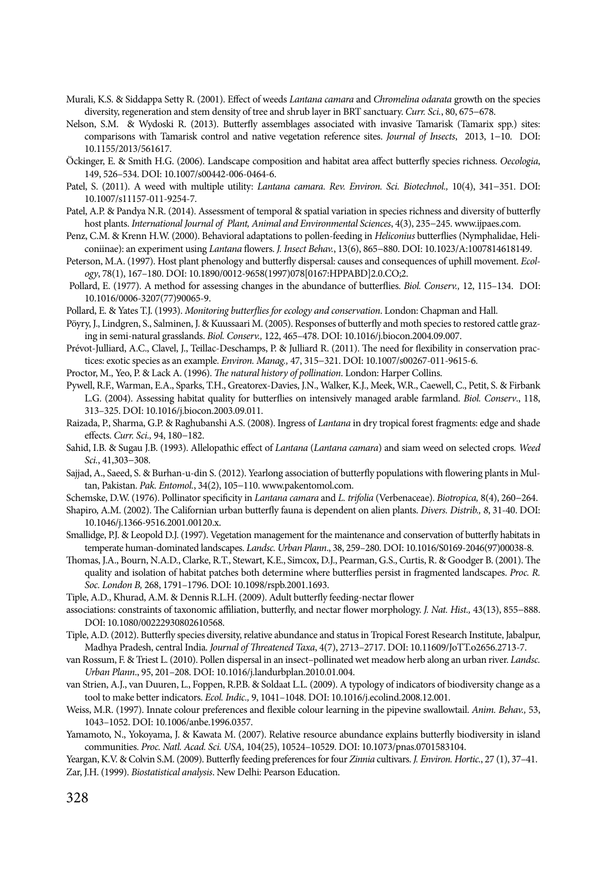Murali, K.S. & Siddappa Setty R. (2001). Effect of weeds *Lantana camara* and *Chromelina odarata* growth on the species diversity, regeneration and stem density of tree and shrub layer in BRT sanctuary. *Curr. Sci.*, 80, 675–678.

Nelson, S.M. & Wydoski R. (2013). Butterfly assemblages associated with invasive Tamarisk (Tamarix spp.) sites: comparisons with Tamarisk control and native vegetation reference sites. *Journal of Insects*, 2013, 1–10. DOI: 10.1155/2013/561617.

Öckinger, E. & Smith H.G. (2006). Landscape composition and habitat area affect butterfly species richness. *Oecologia*, 149, 526–534. DOI: 10.1007/s00442-006-0464-6.

Patel, S. (2011). A weed with multiple utility: *Lantana camara*. *Rev. Environ. Sci. Biotechnol.,* 10(4), 341–351. DOI: 10.1007/s11157-011-9254-7.

Patel, A.P. & Pandya N.R. (2014). Assessment of temporal & spatial variation in species richness and diversity of butterfly host plants. *International Journal of Plant, Animal and Environmental Sciences*, 4(3), 235–245. www.ijpaes.com.

Penz, C.M. & Krenn H.W. (2000). Behavioral adaptations to pollen-feeding in *Heliconius* butterflies (Nymphalidae, Heliconiinae): an experiment using *Lantana* flowers. *J. Insect Behav.*, 13(6), 865–880. DOI: 10.1023/A:1007814618149.

Peterson, M.A. (1997). Host plant phenology and butterfly dispersal: causes and consequences of uphill movement. *Ecology*, 78(1), 167–180. DOI: 10.1890/0012-9658(1997)078[0167:HPPABD]2.0.CO;2.

Pollard, E. (1977). A method for assessing changes in the abundance of butterflies. *Biol. Conserv.,* 12, 115–134. DOI: 10.1016/0006-3207(77)90065-9.

Pollard, E. & Yates T.J. (1993). *Monitoring butterflies for ecology and conservation*. London: Chapman and Hall.

Pöyry, J., Lindgren, S., Salminen, J. & Kuussaari M. (2005). Responses of butterfly and moth species to restored cattle grazing in semi-natural grasslands. *Biol. Conserv.,* 122, 465–478. DOI: 10.1016/j.biocon.2004.09.007.

Prévot-Julliard, A.C., Clavel, J., Teillac-Deschamps, P. & Julliard R. (2011). The need for flexibility in conservation practices: exotic species as an example. *Environ. Manag.,* 47, 315–321. DOI: 10.1007/s00267-011-9615-6.

Proctor, M., Yeo, P. & Lack A. (1996). *The natural history of pollination*. London: Harper Collins.

Pywell, R.F., Warman, E.A., Sparks, T.H., Greatorex-Davies, J.N., Walker, K.J., Meek, W.R., Caewell, C., Petit, S. & Firbank L.G. (2004). Assessing habitat quality for butterflies on intensively managed arable farmland. *Biol. Conserv*., 118, 313–325. DOI: 10.1016/j.biocon.2003.09.011.

Raizada, P., Sharma, G.P. & Raghubanshi A.S. (2008). Ingress of *Lantana* in dry tropical forest fragments: edge and shade effects. *Curr. Sci.,* 94, 180–182.

Sahid, I.B. & Sugau J.B. (1993). Allelopathic effect of *Lantana* (*Lantana camara*) and siam weed on selected crops*. Weed Sci.*, 41,303–308.

Sajjad, A., Saeed, S. & Burhan-u-din S. (2012). Yearlong association of butterfly populations with flowering plants in Multan, Pakistan. *Pak. Entomol.*, 34(2), 105–110. www.pakentomol.com.

Schemske, D.W. (1976). Pollinator specificity in *Lantana camara* and *L. trifolia* (Verbenaceae). *Biotropica,* 8(4), 260–264.

Shapiro, A.M. (2002). The Californian urban butterfly fauna is dependent on alien plants. *Divers. Distrib., 8*, 31-40. DOI: 10.1046/j.1366-9516.2001.00120.x.

Smallidge, P.J. & Leopold D.J. (1997). Vegetation management for the maintenance and conservation of butterfly habitats in temperate human-dominated landscapes. *Landsc. Urban Plann*., 38, 259–280. DOI: 10.1016/S0169-2046(97)00038-8.

Thomas, J.A., Bourn, N.A.D., Clarke, R.T., Stewart, K.E., Simcox, D.J., Pearman, G.S., Curtis, R. & Goodger B. (2001). The quality and isolation of habitat patches both determine where butterflies persist in fragmented landscapes. *Proc. R. Soc. London B,* 268, 1791–1796. DOI: 10.1098/rspb.2001.1693.

Tiple, A.D., Khurad, A.M. & Dennis R.L.H. (2009). Adult butterfly feeding-nectar flower associations: constraints of taxonomic affiliation, butterfly, and nectar flower morphology. *J. Nat. Hist.,* 43(13), 855–888. DOI: 10.1080/00222930802610568.

Tiple, A.D. (2012). Butterfly species diversity, relative abundance and status in Tropical Forest Research Institute, Jabalpur, Madhya Pradesh, central India. *Journal of Threatened Taxa*, 4(7), 2713–2717. DOI: 10.11609/JoTT.o2656.2713-7.

van Rossum, F. & Triest L. (2010). Pollen dispersal in an insect–pollinated wet meadow herb along an urban river. *Landsc. Urban Plann*., 95, 201–208. DOI: 10.1016/j.landurbplan.2010.01.004.

van Strien, A.J., van Duuren, L., Foppen, R.P.B. & Soldaat L.L. (2009). A typology of indicators of biodiversity change as a tool to make better indicators. *Ecol. Indic.,* 9, 1041–1048. DOI: 10.1016/j.ecolind.2008.12.001.

Weiss, M.R. (1997). Innate colour preferences and flexible colour learning in the pipevine swallowtail. *Anim. Behav.,* 53, 1043–1052. DOI: 10.1006/anbe.1996.0357.

Yamamoto, N., Yokoyama, J. & Kawata M. (2007). Relative resource abundance explains butterfly biodiversity in island communities. *Proc. Natl. Acad. Sci. USA,* 104(25), 10524–10529. DOI: 10.1073/pnas.0701583104.

Yeargan, K.V. & Colvin S.M. (2009). Butterfly feeding preferences for four *Zinnia* cultivars. *J. Environ. Hortic.*, 27 (1), 37–41.

Zar, J.H. (1999). *Biostatistical analysis*. New Delhi: Pearson Education.